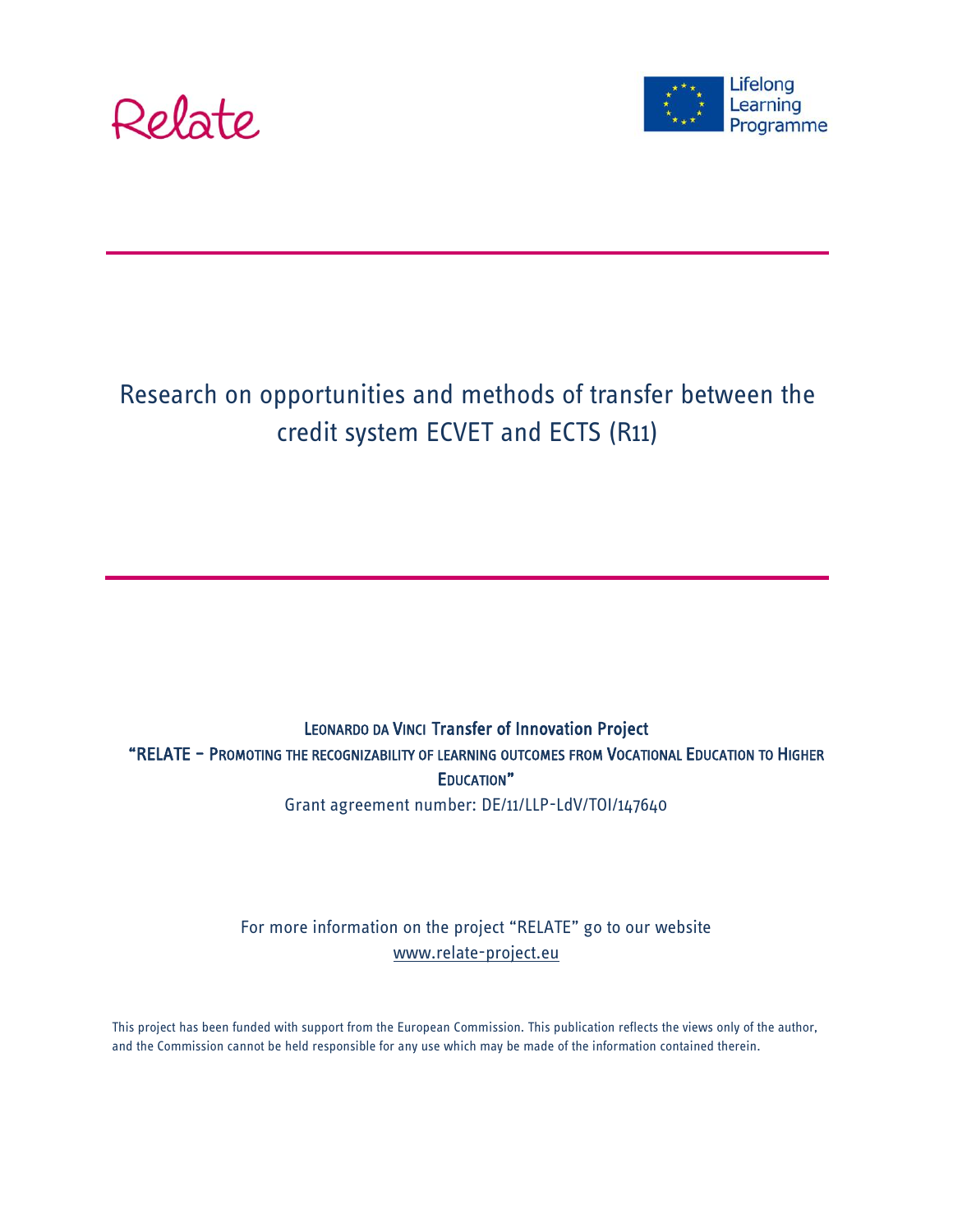Relate

Lifelong Learning Programme

# Research on opportunities and methods of transfer between the credit system ECVET and ECTS (R11)

LEONARDO DA VINCI Transfer of Innovation Project

"RELATE – PROMOTING THE RECOGNIZABILITY OF LEARNING OUTCOMES FROM VOCATIONAL EDUCATION TO HIGHER EDUCATION"

Grant agreement number: DE/11/LLP-LdV/TOI/147640

For more information on the project "RELATE" go to our website www.relate-project.eu

This project has been funded with support from the European Commission. This publication reflects the views only of the author, and the Commission cannot be held responsible for any use which may be made of the information contained therein.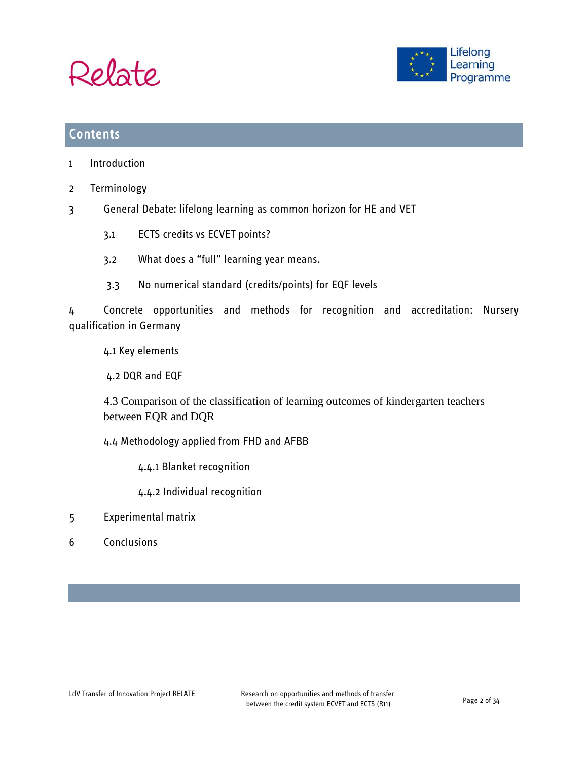## Contents

1 Introduction

2 Terminology

3 General Debate: lifelong learning as common horizon for HE and VET

- 3.1 ECTS credits vs ECVET points?
- 3.2 What does a "full" learning year means.
- 3.3 No numerical standard (credits/points) for EQF levels

4 Concrete opportunities and methods for recognition and accreditation: Nursery qualification in Germany

- 4.1 Key elements
- 4.2 DQR and EQF
- 4.3 Comparison of the classification of learning outcomes of kindergarten teachers between EQR and DQR
- 4.4 Methodology applied from FHD and AFBB
  - 4.4.1 Blanket recognition
  - 4.4.2 Individual recognition

5 Experimental matrix

6 Conclusions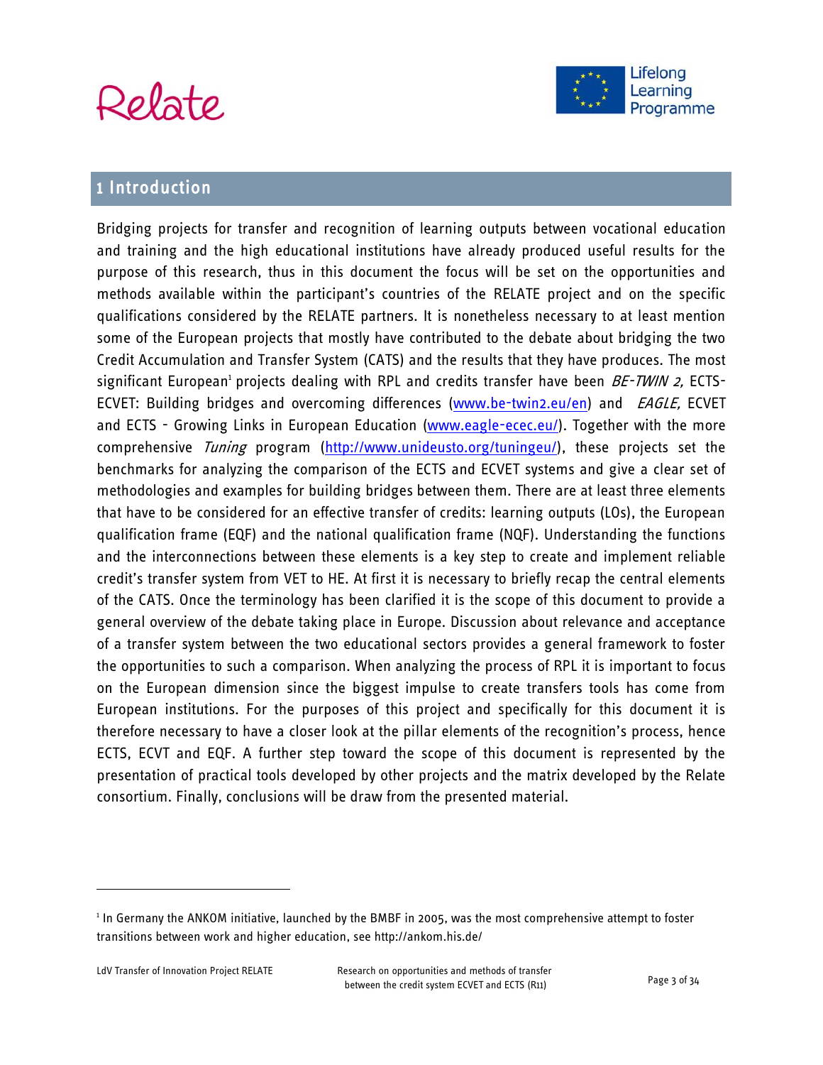# 1 Introduction

Bridging projects for transfer and recognition of learning outputs between vocational education and training and the high educational institutions have already produced useful results for the purpose of this research, thus in this document the focus will be set on the opportunities and methods available within the participant's countries of the RELATE project and on the specific qualifications considered by the RELATE partners. It is nonetheless necessary to at least mention some of the European projects that mostly have contributed to the debate about bridging the two Credit Accumulation and Transfer System (CATS) and the results that they have produces. The most significant European[1] projects dealing with RPL and credits transfer have been *BE-TWIN 2,* ECTS-ECVET: Building bridges and overcoming differences (www.be-twin2.eu/en) and *EAGLE,* ECVET and ECTS - Growing Links in European Education (www.eagle-ecec.eu/). Together with the more comprehensive *Tuning* program (http://www.unideusto.org/tuningeu/), these projects set the benchmarks for analyzing the comparison of the ECTS and ECVET systems and give a clear set of methodologies and examples for building bridges between them. There are at least three elements that have to be considered for an effective transfer of credits: learning outputs (LOs), the European qualification frame (EQF) and the national qualification frame (NQF). Understanding the functions and the interconnections between these elements is a key step to create and implement reliable credit's transfer system from VET to HE. At first it is necessary to briefly recap the central elements of the CATS. Once the terminology has been clarified it is the scope of this document to provide a general overview of the debate taking place in Europe. Discussion about relevance and acceptance of a transfer system between the two educational sectors provides a general framework to foster the opportunities to such a comparison. When analyzing the process of RPL it is important to focus on the European dimension since the biggest impulse to create transfers tools has come from European institutions. For the purposes of this project and specifically for this document it is therefore necessary to have a closer look at the pillar elements of the recognition's process, hence ECTS, ECVT and EQF. A further step toward the scope of this document is represented by the presentation of practical tools developed by other projects and the matrix developed by the Relate consortium. Finally, conclusions will be draw from the presented material.

---

[1] In Germany the ANKOM initiative, launched by the BMBF in 2005, was the most comprehensive attempt to foster transitions between work and higher education, see http://ankom.his.de/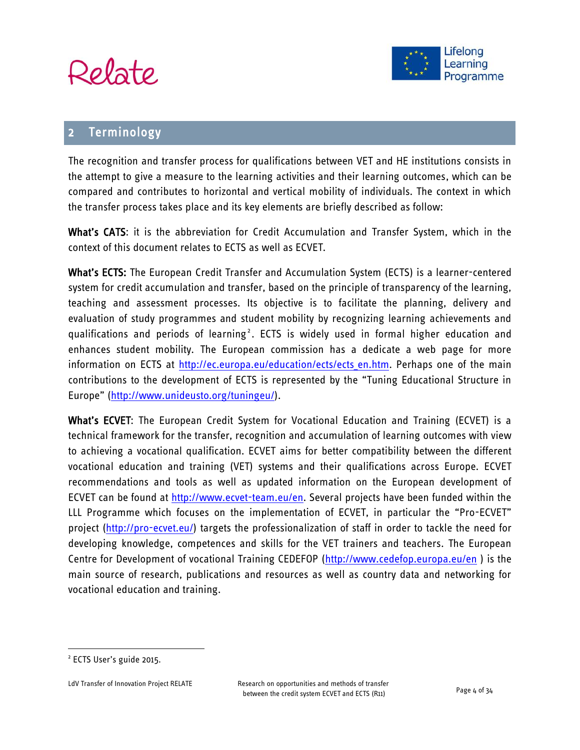## 2 Terminology

The recognition and transfer process for qualifications between VET and HE institutions consists in the attempt to give a measure to the learning activities and their learning outcomes, which can be compared and contributes to horizontal and vertical mobility of individuals. The context in which the transfer process takes place and its key elements are briefly described as follow:

**What's CATS**: it is the abbreviation for Credit Accumulation and Transfer System, which in the context of this document relates to ECTS as well as ECVET.

**What's ECTS:** The European Credit Transfer and Accumulation System (ECTS) is a learner-centered system for credit accumulation and transfer, based on the principle of transparency of the learning, teaching and assessment processes. Its objective is to facilitate the planning, delivery and evaluation of study programmes and student mobility by recognizing learning achievements and qualifications and periods of learning[2]. ECTS is widely used in formal higher education and enhances student mobility. The European commission has a dedicate a web page for more information on ECTS at http://ec.europa.eu/education/ects/ects_en.htm. Perhaps one of the main contributions to the development of ECTS is represented by the "Tuning Educational Structure in Europe" (http://www.unideusto.org/tuningeu/).

**What's ECVET**: The European Credit System for Vocational Education and Training (ECVET) is a technical framework for the transfer, recognition and accumulation of learning outcomes with view to achieving a vocational qualification. ECVET aims for better compatibility between the different vocational education and training (VET) systems and their qualifications across Europe. ECVET recommendations and tools as well as updated information on the European development of ECVET can be found at http://www.ecvet-team.eu/en. Several projects have been funded within the LLL Programme which focuses on the implementation of ECVET, in particular the "Pro-ECVET" project (http://pro-ecvet.eu/) targets the professionalization of staff in order to tackle the need for developing knowledge, competences and skills for the VET trainers and teachers. The European Centre for Development of vocational Training CEDEFOP (http://www.cedefop.europa.eu/en ) is the main source of research, publications and resources as well as country data and networking for vocational education and training.

---

[2] ECTS User's guide 2015.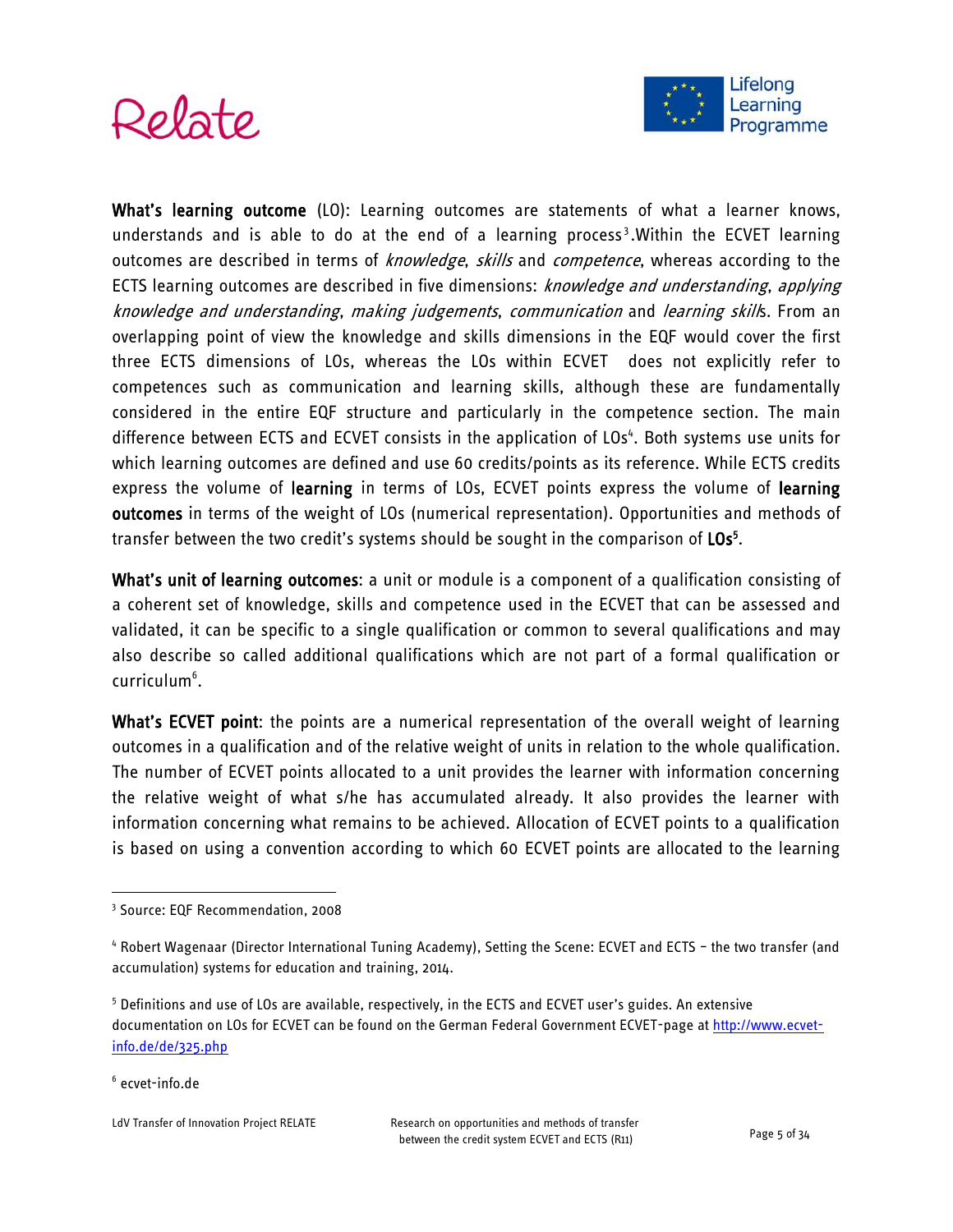**What's learning outcome** (LO): Learning outcomes are statements of what a learner knows, understands and is able to do at the end of a learning process[3].Within the ECVET learning outcomes are described in terms of *knowledge*, *skills* and *competence*, whereas according to the ECTS learning outcomes are described in five dimensions: *knowledge and understanding*, *applying knowledge and understanding*, *making judgements*, *communication* and *learning skill*s. From an overlapping point of view the knowledge and skills dimensions in the EQF would cover the first three ECTS dimensions of LOs, whereas the LOs within ECVET does not explicitly refer to competences such as communication and learning skills, although these are fundamentally considered in the entire EQF structure and particularly in the competence section. The main difference between ECTS and ECVET consists in the application of LOs[4]. Both systems use units for which learning outcomes are defined and use 60 credits/points as its reference. While ECTS credits express the volume of **learning** in terms of LOs, ECVET points express the volume of **learning outcomes** in terms of the weight of LOs (numerical representation). Opportunities and methods of transfer between the two credit's systems should be sought in the comparison of **LOs**[5].

**What's unit of learning outcomes**: a unit or module is a component of a qualification consisting of a coherent set of knowledge, skills and competence used in the ECVET that can be assessed and validated, it can be specific to a single qualification or common to several qualifications and may also describe so called additional qualifications which are not part of a formal qualification or curriculum[6].

**What's ECVET point**: the points are a numerical representation of the overall weight of learning outcomes in a qualification and of the relative weight of units in relation to the whole qualification. The number of ECVET points allocated to a unit provides the learner with information concerning the relative weight of what s/he has accumulated already. It also provides the learner with information concerning what remains to be achieved. Allocation of ECVET points to a qualification is based on using a convention according to which 60 ECVET points are allocated to the learning

---

[3] Source: EQF Recommendation, 2008

[4] Robert Wagenaar (Director International Tuning Academy), Setting the Scene: ECVET and ECTS – the two transfer (and accumulation) systems for education and training, 2014.

[5] Definitions and use of LOs are available, respectively, in the ECTS and ECVET user's guides. An extensive documentation on LOs for ECVET can be found on the German Federal Government ECVET-page at http://www.ecvet-info.de/de/325.php

[6] ecvet-info.de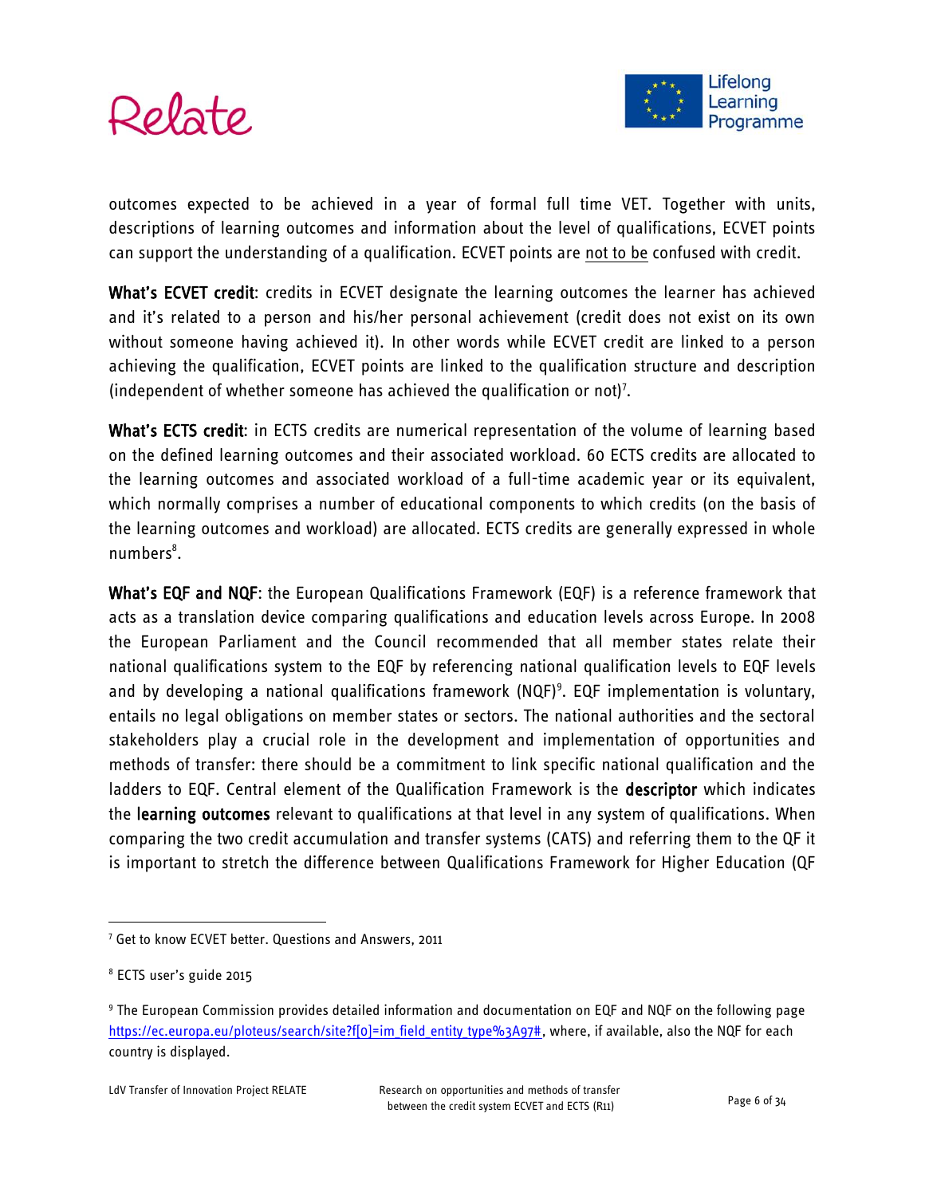outcomes expected to be achieved in a year of formal full time VET. Together with units, descriptions of learning outcomes and information about the level of qualifications, ECVET points can support the understanding of a qualification. ECVET points are not to be confused with credit.

**What's ECVET credit**: credits in ECVET designate the learning outcomes the learner has achieved and it's related to a person and his/her personal achievement (credit does not exist on its own without someone having achieved it). In other words while ECVET credit are linked to a person achieving the qualification, ECVET points are linked to the qualification structure and description (independent of whether someone has achieved the qualification or not)[7].

**What's ECTS credit**: in ECTS credits are numerical representation of the volume of learning based on the defined learning outcomes and their associated workload. 60 ECTS credits are allocated to the learning outcomes and associated workload of a full-time academic year or its equivalent, which normally comprises a number of educational components to which credits (on the basis of the learning outcomes and workload) are allocated. ECTS credits are generally expressed in whole numbers[8].

**What's EQF and NQF**: the European Qualifications Framework (EQF) is a reference framework that acts as a translation device comparing qualifications and education levels across Europe. In 2008 the European Parliament and the Council recommended that all member states relate their national qualifications system to the EQF by referencing national qualification levels to EQF levels and by developing a national qualifications framework (NQF)[9]. EQF implementation is voluntary, entails no legal obligations on member states or sectors. The national authorities and the sectoral stakeholders play a crucial role in the development and implementation of opportunities and methods of transfer: there should be a commitment to link specific national qualification and the ladders to EQF. Central element of the Qualification Framework is the **descriptor** which indicates the **learning outcomes** relevant to qualifications at that level in any system of qualifications. When comparing the two credit accumulation and transfer systems (CATS) and referring them to the QF it is important to stretch the difference between Qualifications Framework for Higher Education (QF

---

[7] Get to know ECVET better. Questions and Answers, 2011

[8] ECTS user's guide 2015

[9] The European Commission provides detailed information and documentation on EQF and NQF on the following page https://ec.europa.eu/ploteus/search/site?f[0]=im_field_entity_type%3A97#, where, if available, also the NQF for each country is displayed.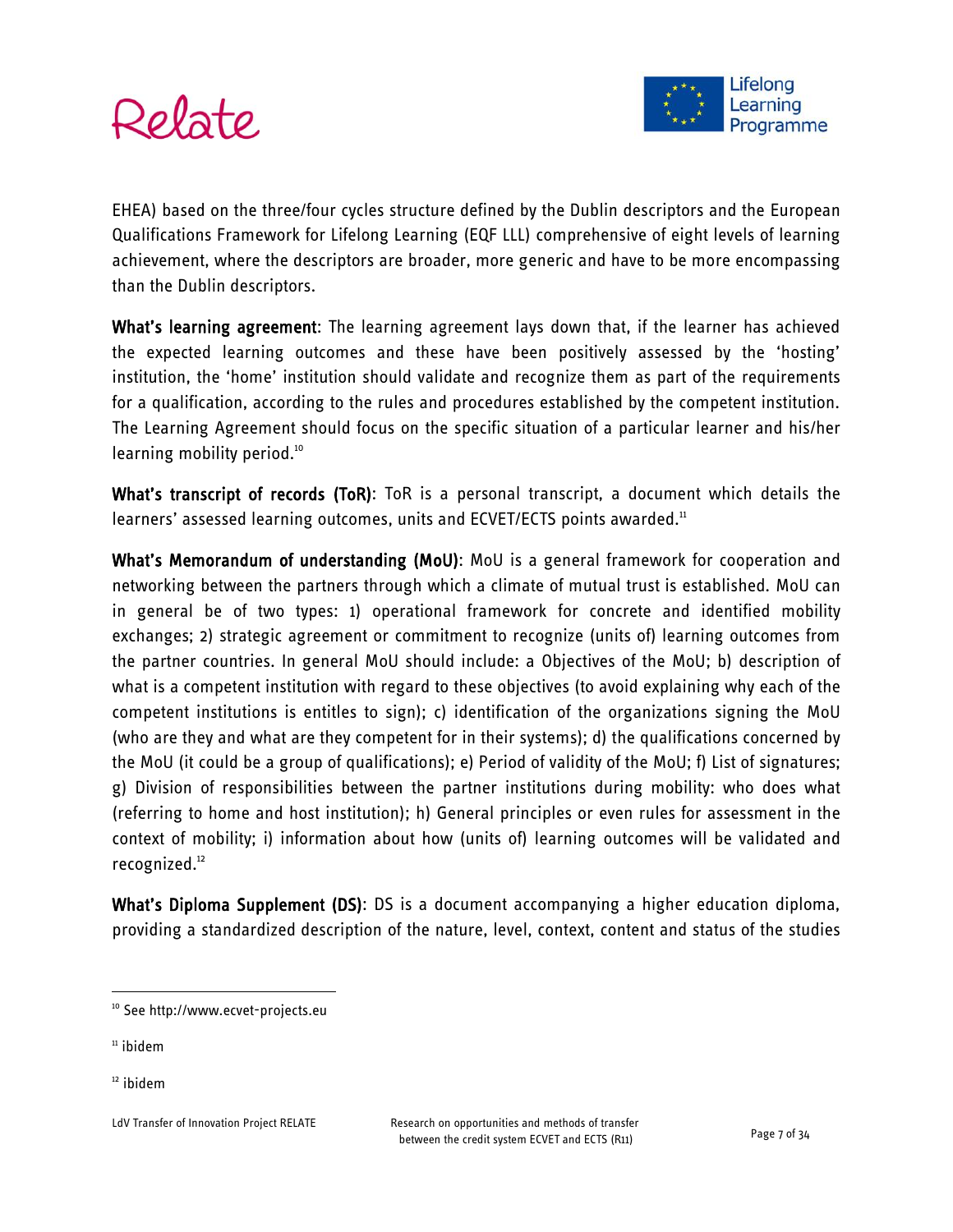EHEA) based on the three/four cycles structure defined by the Dublin descriptors and the European Qualifications Framework for Lifelong Learning (EQF LLL) comprehensive of eight levels of learning achievement, where the descriptors are broader, more generic and have to be more encompassing than the Dublin descriptors.

**What's learning agreement**: The learning agreement lays down that, if the learner has achieved the expected learning outcomes and these have been positively assessed by the 'hosting' institution, the 'home' institution should validate and recognize them as part of the requirements for a qualification, according to the rules and procedures established by the competent institution. The Learning Agreement should focus on the specific situation of a particular learner and his/her learning mobility period.[10]

**What's transcript of records (ToR)**: ToR is a personal transcript, a document which details the learners' assessed learning outcomes, units and ECVET/ECTS points awarded.[11]

**What's Memorandum of understanding (MoU)**: MoU is a general framework for cooperation and networking between the partners through which a climate of mutual trust is established. MoU can in general be of two types: 1) operational framework for concrete and identified mobility exchanges; 2) strategic agreement or commitment to recognize (units of) learning outcomes from the partner countries. In general MoU should include: a Objectives of the MoU; b) description of what is a competent institution with regard to these objectives (to avoid explaining why each of the competent institutions is entitles to sign); c) identification of the organizations signing the MoU (who are they and what are they competent for in their systems); d) the qualifications concerned by the MoU (it could be a group of qualifications); e) Period of validity of the MoU; f) List of signatures; g) Division of responsibilities between the partner institutions during mobility: who does what (referring to home and host institution); h) General principles or even rules for assessment in the context of mobility; i) information about how (units of) learning outcomes will be validated and recognized.[12]

**What's Diploma Supplement (DS)**: DS is a document accompanying a higher education diploma, providing a standardized description of the nature, level, context, content and status of the studies

---

[10] See http://www.ecvet-projects.eu

[11] ibidem

[12] ibidem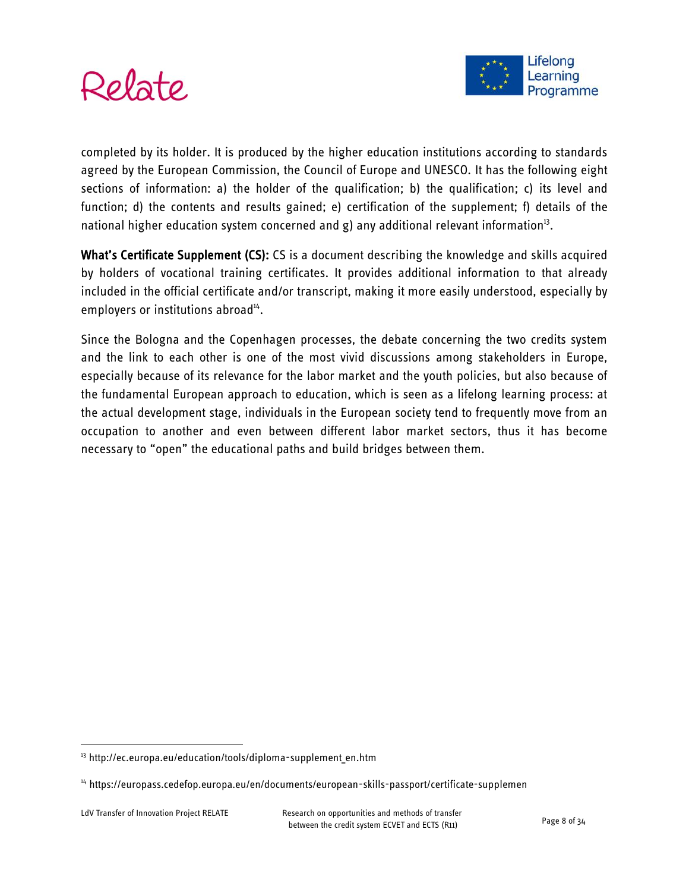completed by its holder. It is produced by the higher education institutions according to standards agreed by the European Commission, the Council of Europe and UNESCO. It has the following eight sections of information: a) the holder of the qualification; b) the qualification; c) its level and function; d) the contents and results gained; e) certification of the supplement; f) details of the national higher education system concerned and g) any additional relevant information[13].

**What's Certificate Supplement (CS):** CS is a document describing the knowledge and skills acquired by holders of vocational training certificates. It provides additional information to that already included in the official certificate and/or transcript, making it more easily understood, especially by employers or institutions abroad[14].

Since the Bologna and the Copenhagen processes, the debate concerning the two credits system and the link to each other is one of the most vivid discussions among stakeholders in Europe, especially because of its relevance for the labor market and the youth policies, but also because of the fundamental European approach to education, which is seen as a lifelong learning process: at the actual development stage, individuals in the European society tend to frequently move from an occupation to another and even between different labor market sectors, thus it has become necessary to "open" the educational paths and build bridges between them.

---

[13] http://ec.europa.eu/education/tools/diploma-supplement_en.htm

[14] https://europass.cedefop.europa.eu/en/documents/european-skills-passport/certificate-supplemen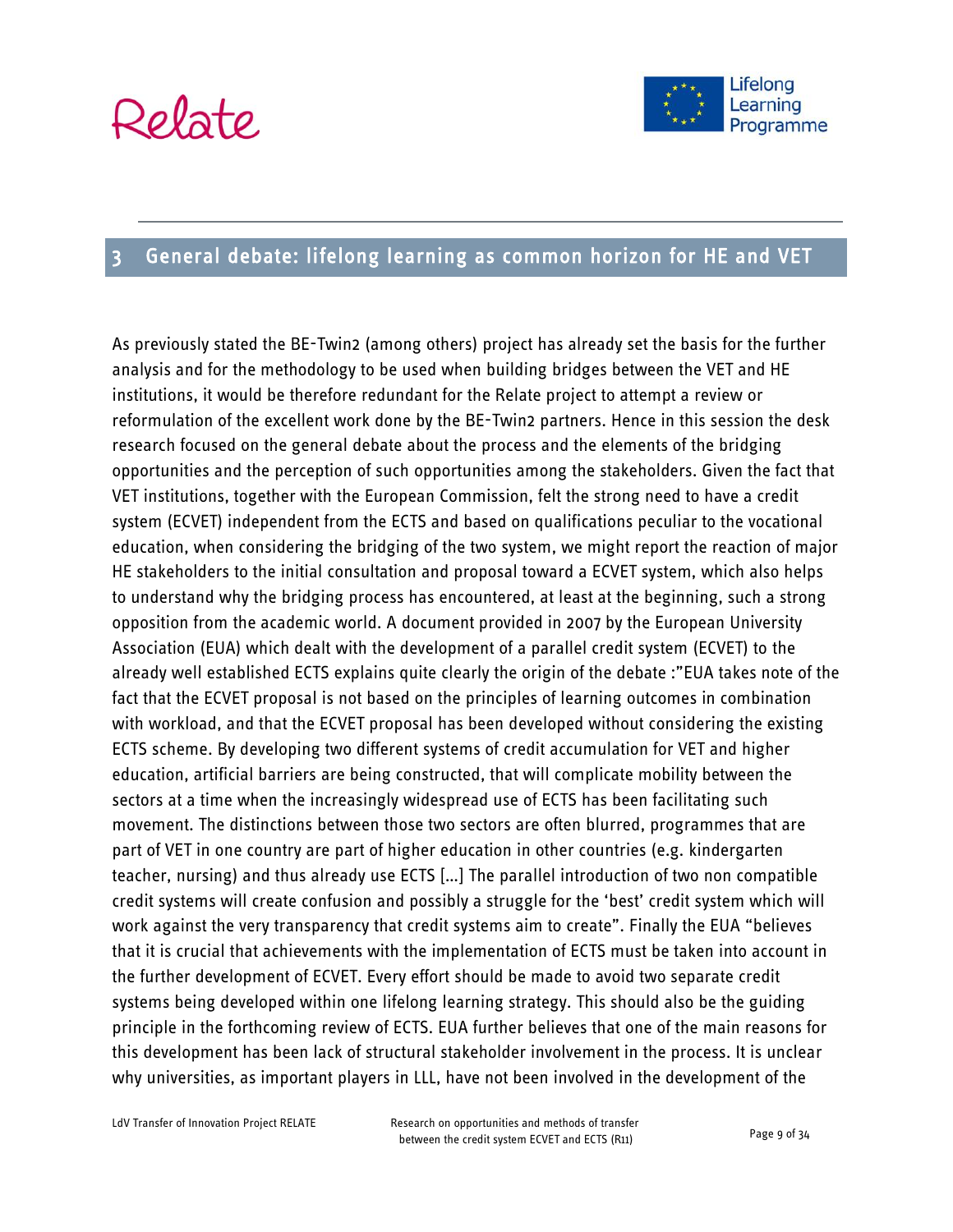## 3 General debate: lifelong learning as common horizon for HE and VET

As previously stated the BE-Twin2 (among others) project has already set the basis for the further analysis and for the methodology to be used when building bridges between the VET and HE institutions, it would be therefore redundant for the Relate project to attempt a review or reformulation of the excellent work done by the BE-Twin2 partners. Hence in this session the desk research focused on the general debate about the process and the elements of the bridging opportunities and the perception of such opportunities among the stakeholders. Given the fact that VET institutions, together with the European Commission, felt the strong need to have a credit system (ECVET) independent from the ECTS and based on qualifications peculiar to the vocational education, when considering the bridging of the two system, we might report the reaction of major HE stakeholders to the initial consultation and proposal toward a ECVET system, which also helps to understand why the bridging process has encountered, at least at the beginning, such a strong opposition from the academic world. A document provided in 2007 by the European University Association (EUA) which dealt with the development of a parallel credit system (ECVET) to the already well established ECTS explains quite clearly the origin of the debate :"EUA takes note of the fact that the ECVET proposal is not based on the principles of learning outcomes in combination with workload, and that the ECVET proposal has been developed without considering the existing ECTS scheme. By developing two different systems of credit accumulation for VET and higher education, artificial barriers are being constructed, that will complicate mobility between the sectors at a time when the increasingly widespread use of ECTS has been facilitating such movement. The distinctions between those two sectors are often blurred, programmes that are part of VET in one country are part of higher education in other countries (e.g. kindergarten teacher, nursing) and thus already use ECTS [...] The parallel introduction of two non compatible credit systems will create confusion and possibly a struggle for the 'best' credit system which will work against the very transparency that credit systems aim to create". Finally the EUA "believes that it is crucial that achievements with the implementation of ECTS must be taken into account in the further development of ECVET. Every effort should be made to avoid two separate credit systems being developed within one lifelong learning strategy. This should also be the guiding principle in the forthcoming review of ECTS. EUA further believes that one of the main reasons for this development has been lack of structural stakeholder involvement in the process. It is unclear why universities, as important players in LLL, have not been involved in the development of the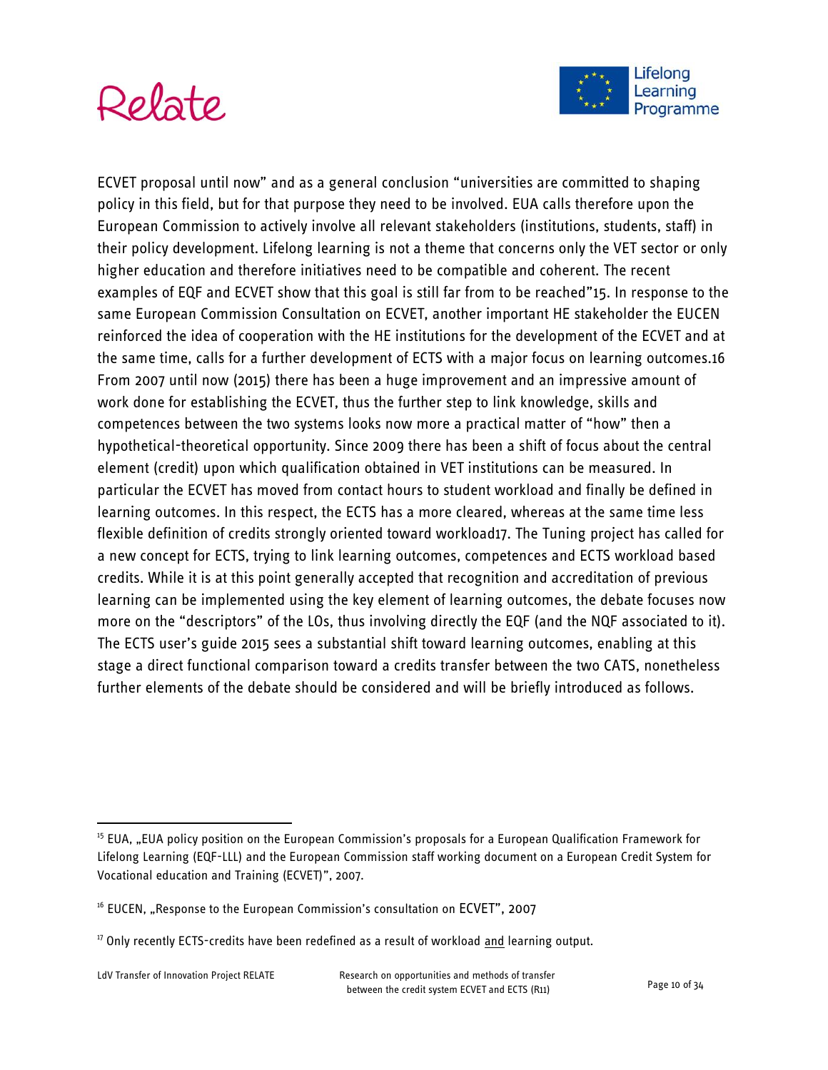ECVET proposal until now" and as a general conclusion "universities are committed to shaping policy in this field, but for that purpose they need to be involved. EUA calls therefore upon the European Commission to actively involve all relevant stakeholders (institutions, students, staff) in their policy development. Lifelong learning is not a theme that concerns only the VET sector or only higher education and therefore initiatives need to be compatible and coherent. The recent examples of EQF and ECVET show that this goal is still far from to be reached"15. In response to the same European Commission Consultation on ECVET, another important HE stakeholder the EUCEN reinforced the idea of cooperation with the HE institutions for the development of the ECVET and at the same time, calls for a further development of ECTS with a major focus on learning outcomes.16 From 2007 until now (2015) there has been a huge improvement and an impressive amount of work done for establishing the ECVET, thus the further step to link knowledge, skills and competences between the two systems looks now more a practical matter of "how" then a hypothetical-theoretical opportunity. Since 2009 there has been a shift of focus about the central element (credit) upon which qualification obtained in VET institutions can be measured. In particular the ECVET has moved from contact hours to student workload and finally be defined in learning outcomes. In this respect, the ECTS has a more cleared, whereas at the same time less flexible definition of credits strongly oriented toward workload17. The Tuning project has called for a new concept for ECTS, trying to link learning outcomes, competences and ECTS workload based credits. While it is at this point generally accepted that recognition and accreditation of previous learning can be implemented using the key element of learning outcomes, the debate focuses now more on the "descriptors" of the LOs, thus involving directly the EQF (and the NQF associated to it). The ECTS user's guide 2015 sees a substantial shift toward learning outcomes, enabling at this stage a direct functional comparison toward a credits transfer between the two CATS, nonetheless further elements of the debate should be considered and will be briefly introduced as follows.

---

[15] EUA, „EUA policy position on the European Commission's proposals for a European Qualification Framework for Lifelong Learning (EQF-LLL) and the European Commission staff working document on a European Credit System for Vocational education and Training (ECVET)", 2007.

[16] EUCEN, „Response to the European Commission's consultation on ECVET", 2007

[17] Only recently ECTS-credits have been redefined as a result of workload and learning output.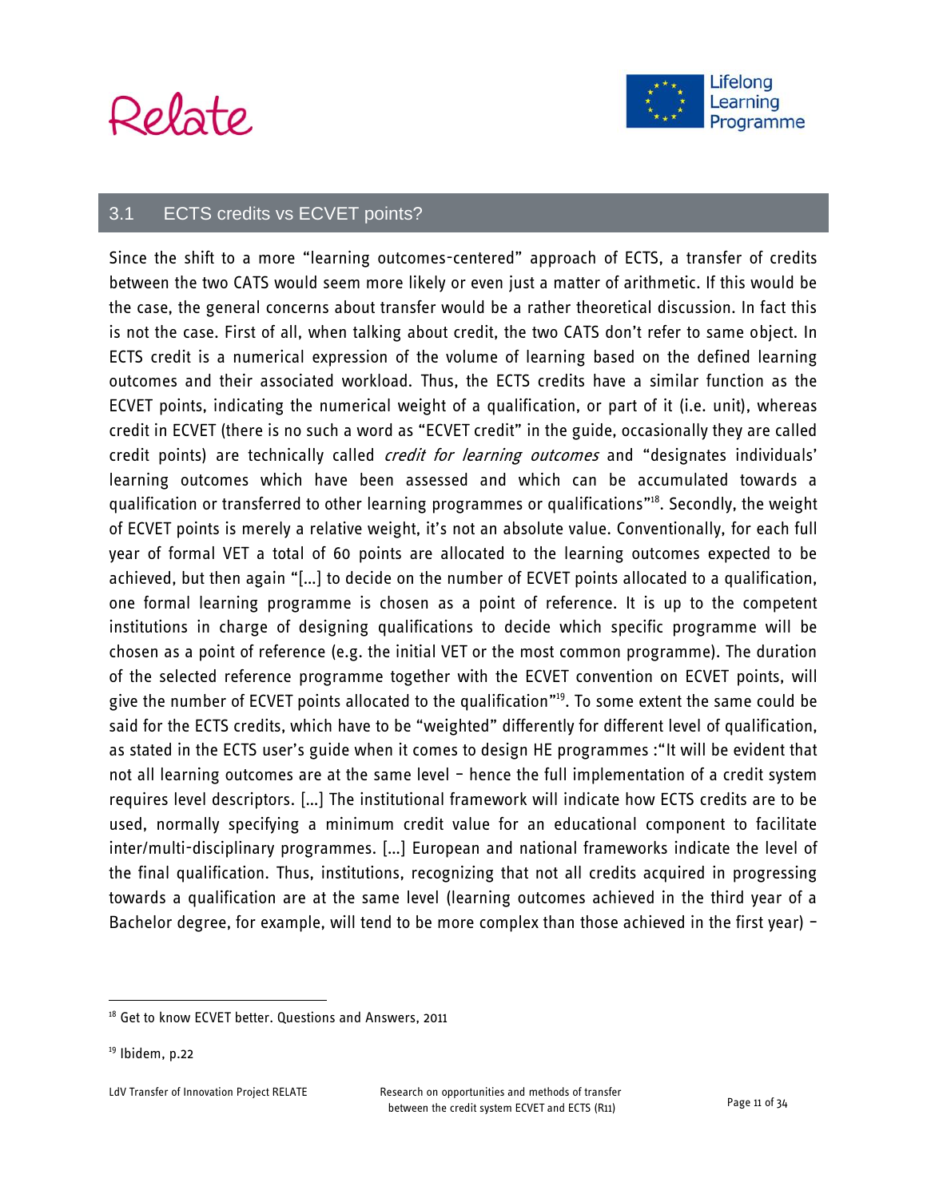## 3.1 ECTS credits vs ECVET points?

Since the shift to a more "learning outcomes-centered" approach of ECTS, a transfer of credits between the two CATS would seem more likely or even just a matter of arithmetic. If this would be the case, the general concerns about transfer would be a rather theoretical discussion. In fact this is not the case. First of all, when talking about credit, the two CATS don't refer to same object. In ECTS credit is a numerical expression of the volume of learning based on the defined learning outcomes and their associated workload. Thus, the ECTS credits have a similar function as the ECVET points, indicating the numerical weight of a qualification, or part of it (i.e. unit), whereas credit in ECVET (there is no such a word as "ECVET credit" in the guide, occasionally they are called credit points) are technically called *credit for learning outcomes* and "designates individuals' learning outcomes which have been assessed and which can be accumulated towards a qualification or transferred to other learning programmes or qualifications"[18]. Secondly, the weight of ECVET points is merely a relative weight, it's not an absolute value. Conventionally, for each full year of formal VET a total of 60 points are allocated to the learning outcomes expected to be achieved, but then again "[…] to decide on the number of ECVET points allocated to a qualification, one formal learning programme is chosen as a point of reference. It is up to the competent institutions in charge of designing qualifications to decide which specific programme will be chosen as a point of reference (e.g. the initial VET or the most common programme). The duration of the selected reference programme together with the ECVET convention on ECVET points, will give the number of ECVET points allocated to the qualification"[19]. To some extent the same could be said for the ECTS credits, which have to be "weighted" differently for different level of qualification, as stated in the ECTS user's guide when it comes to design HE programmes :"It will be evident that not all learning outcomes are at the same level – hence the full implementation of a credit system requires level descriptors. […] The institutional framework will indicate how ECTS credits are to be used, normally specifying a minimum credit value for an educational component to facilitate inter/multi-disciplinary programmes. […] European and national frameworks indicate the level of the final qualification. Thus, institutions, recognizing that not all credits acquired in progressing towards a qualification are at the same level (learning outcomes achieved in the third year of a Bachelor degree, for example, will tend to be more complex than those achieved in the first year) –

---

[18] Get to know ECVET better. Questions and Answers, 2011

[19] Ibidem, p.22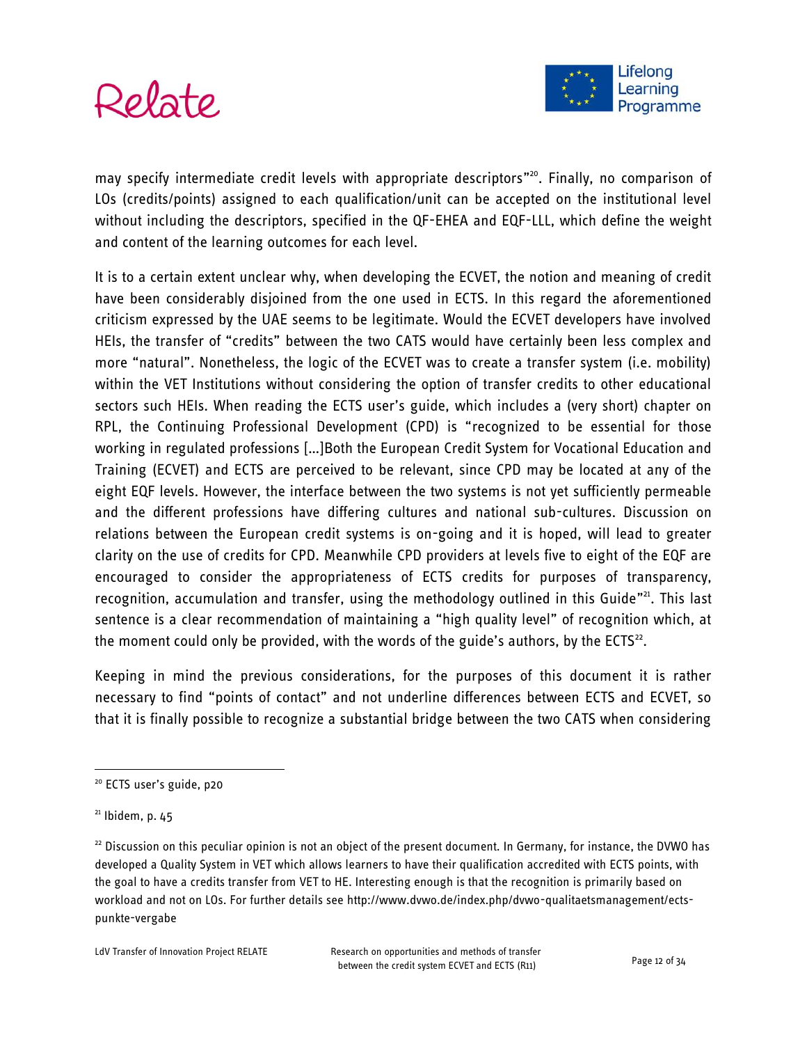may specify intermediate credit levels with appropriate descriptors"[20]. Finally, no comparison of LOs (credits/points) assigned to each qualification/unit can be accepted on the institutional level without including the descriptors, specified in the QF-EHEA and EQF-LLL, which define the weight and content of the learning outcomes for each level.

It is to a certain extent unclear why, when developing the ECVET, the notion and meaning of credit have been considerably disjoined from the one used in ECTS. In this regard the aforementioned criticism expressed by the UAE seems to be legitimate. Would the ECVET developers have involved HEIs, the transfer of "credits" between the two CATS would have certainly been less complex and more "natural". Nonetheless, the logic of the ECVET was to create a transfer system (i.e. mobility) within the VET Institutions without considering the option of transfer credits to other educational sectors such HEIs. When reading the ECTS user's guide, which includes a (very short) chapter on RPL, the Continuing Professional Development (CPD) is "recognized to be essential for those working in regulated professions [...]Both the European Credit System for Vocational Education and Training (ECVET) and ECTS are perceived to be relevant, since CPD may be located at any of the eight EQF levels. However, the interface between the two systems is not yet sufficiently permeable and the different professions have differing cultures and national sub-cultures. Discussion on relations between the European credit systems is on-going and it is hoped, will lead to greater clarity on the use of credits for CPD. Meanwhile CPD providers at levels five to eight of the EQF are encouraged to consider the appropriateness of ECTS credits for purposes of transparency, recognition, accumulation and transfer, using the methodology outlined in this Guide"[21]. This last sentence is a clear recommendation of maintaining a "high quality level" of recognition which, at the moment could only be provided, with the words of the guide's authors, by the ECTS[22].

Keeping in mind the previous considerations, for the purposes of this document it is rather necessary to find "points of contact" and not underline differences between ECTS and ECVET, so that it is finally possible to recognize a substantial bridge between the two CATS when considering

---

[20] ECTS user's guide, p20

[21] Ibidem, p. 45

[22] Discussion on this peculiar opinion is not an object of the present document. In Germany, for instance, the DVWO has developed a Quality System in VET which allows learners to have their qualification accredited with ECTS points, with the goal to have a credits transfer from VET to HE. Interesting enough is that the recognition is primarily based on workload and not on LOs. For further details see http://www.dvwo.de/index.php/dvwo-qualitaetsmanagement/ects-punkte-vergabe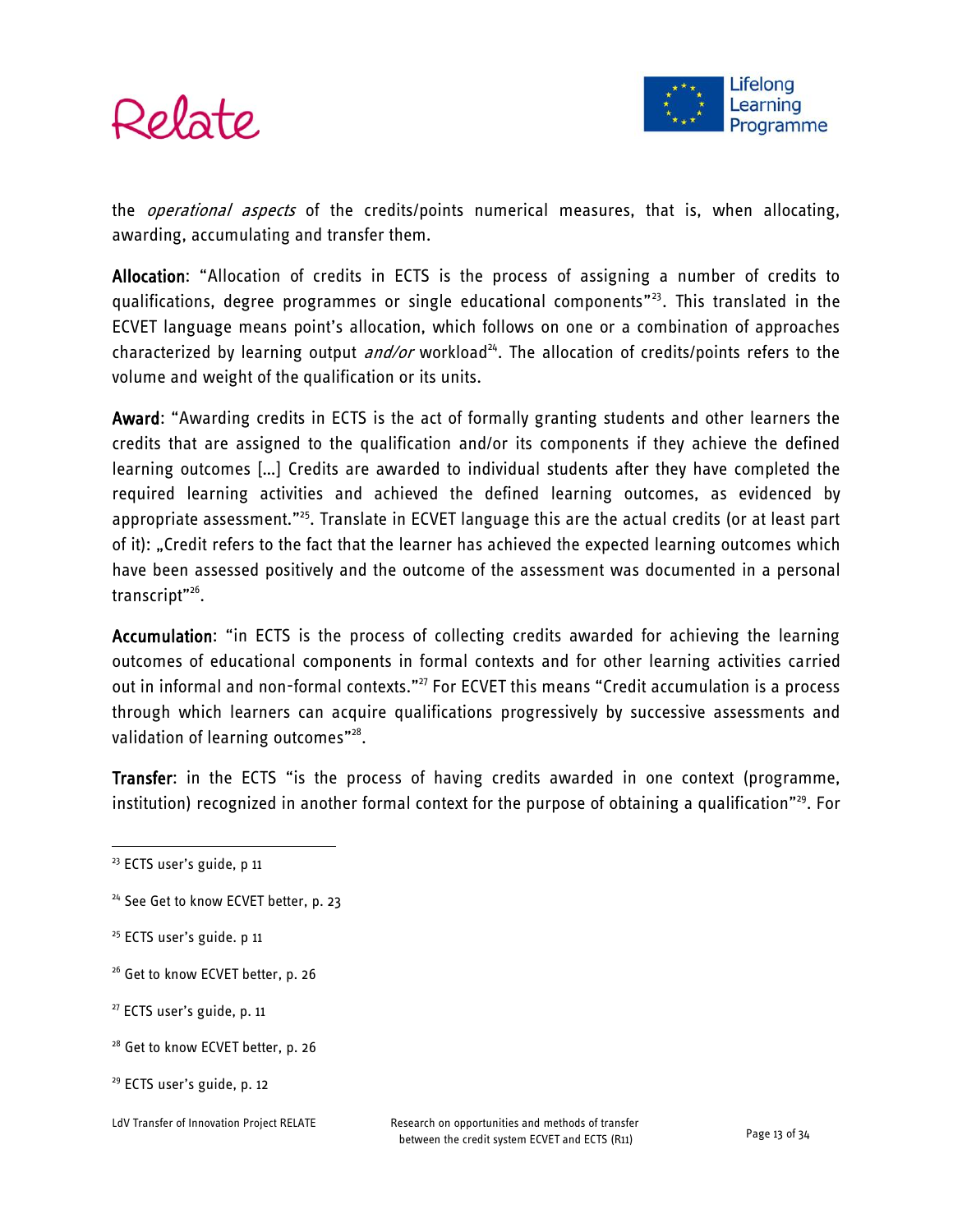the *operational aspects* of the credits/points numerical measures, that is, when allocating, awarding, accumulating and transfer them.

**Allocation**: "Allocation of credits in ECTS is the process of assigning a number of credits to qualifications, degree programmes or single educational components"[23]. This translated in the ECVET language means point's allocation, which follows on one or a combination of approaches characterized by learning output *and/or* workload[24]. The allocation of credits/points refers to the volume and weight of the qualification or its units.

**Award**: "Awarding credits in ECTS is the act of formally granting students and other learners the credits that are assigned to the qualification and/or its components if they achieve the defined learning outcomes [...] Credits are awarded to individual students after they have completed the required learning activities and achieved the defined learning outcomes, as evidenced by appropriate assessment."[25]. Translate in ECVET language this are the actual credits (or at least part of it): „Credit refers to the fact that the learner has achieved the expected learning outcomes which have been assessed positively and the outcome of the assessment was documented in a personal transcript"[26].

**Accumulation**: "in ECTS is the process of collecting credits awarded for achieving the learning outcomes of educational components in formal contexts and for other learning activities carried out in informal and non-formal contexts."[27] For ECVET this means "Credit accumulation is a process through which learners can acquire qualifications progressively by successive assessments and validation of learning outcomes"[28].

**Transfer**: in the ECTS "is the process of having credits awarded in one context (programme, institution) recognized in another formal context for the purpose of obtaining a qualification"[29]. For

---

[23] ECTS user's guide, p 11

[24] See Get to know ECVET better, p. 23

[25] ECTS user's guide. p 11

[26] Get to know ECVET better, p. 26

[27] ECTS user's guide, p. 11

[28] Get to know ECVET better, p. 26

[29] ECTS user's guide, p. 12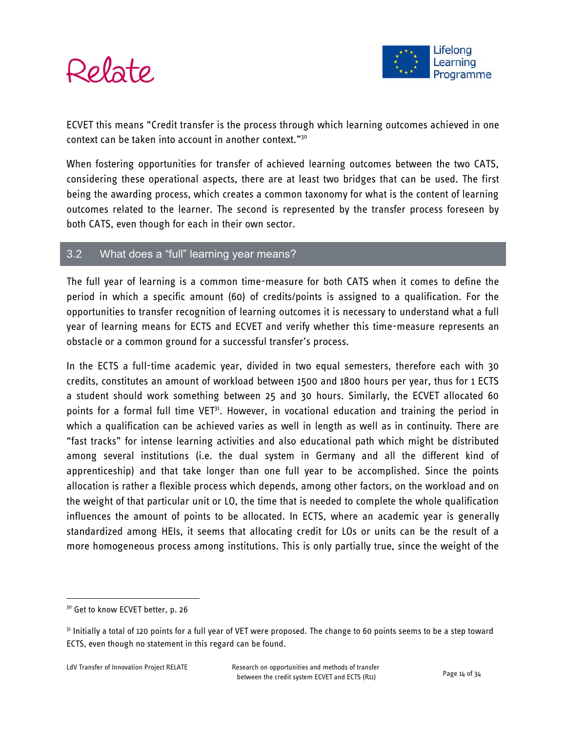ECVET this means "Credit transfer is the process through which learning outcomes achieved in one context can be taken into account in another context."[30]

When fostering opportunities for transfer of achieved learning outcomes between the two CATS, considering these operational aspects, there are at least two bridges that can be used. The first being the awarding process, which creates a common taxonomy for what is the content of learning outcomes related to the learner. The second is represented by the transfer process foreseen by both CATS, even though for each in their own sector.

## 3.2 What does a "full" learning year means?

The full year of learning is a common time-measure for both CATS when it comes to define the period in which a specific amount (60) of credits/points is assigned to a qualification. For the opportunities to transfer recognition of learning outcomes it is necessary to understand what a full year of learning means for ECTS and ECVET and verify whether this time-measure represents an obstacle or a common ground for a successful transfer's process.

In the ECTS a full-time academic year, divided in two equal semesters, therefore each with 30 credits, constitutes an amount of workload between 1500 and 1800 hours per year, thus for 1 ECTS a student should work something between 25 and 30 hours. Similarly, the ECVET allocated 60 points for a formal full time VET[31]. However, in vocational education and training the period in which a qualification can be achieved varies as well in length as well as in continuity. There are "fast tracks" for intense learning activities and also educational path which might be distributed among several institutions (i.e. the dual system in Germany and all the different kind of apprenticeship) and that take longer than one full year to be accomplished. Since the points allocation is rather a flexible process which depends, among other factors, on the workload and on the weight of that particular unit or LO, the time that is needed to complete the whole qualification influences the amount of points to be allocated. In ECTS, where an academic year is generally standardized among HEIs, it seems that allocating credit for LOs or units can be the result of a more homogeneous process among institutions. This is only partially true, since the weight of the

---

[30] Get to know ECVET better, p. 26

[31] Initially a total of 120 points for a full year of VET were proposed. The change to 60 points seems to be a step toward ECTS, even though no statement in this regard can be found.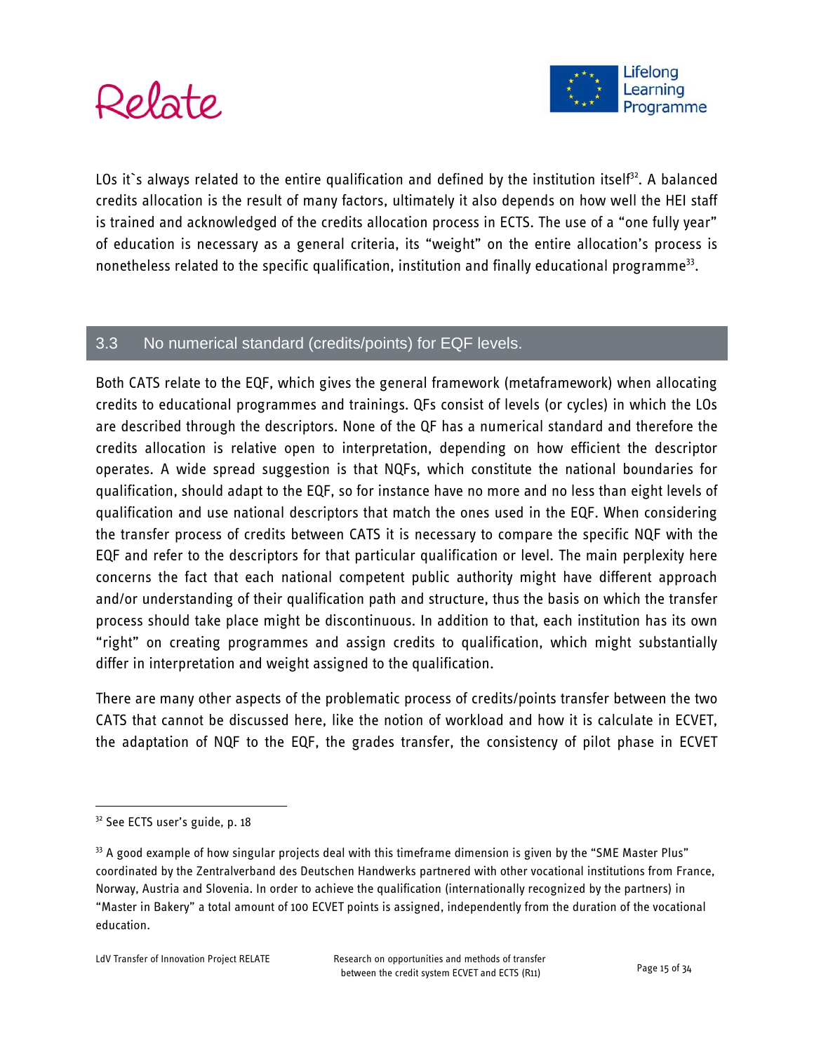LOs it`s always related to the entire qualification and defined by the institution itself[32]. A balanced credits allocation is the result of many factors, ultimately it also depends on how well the HEI staff is trained and acknowledged of the credits allocation process in ECTS. The use of a "one fully year" of education is necessary as a general criteria, its "weight" on the entire allocation's process is nonetheless related to the specific qualification, institution and finally educational programme[33].

## 3.3 No numerical standard (credits/points) for EQF levels.

Both CATS relate to the EQF, which gives the general framework (metaframework) when allocating credits to educational programmes and trainings. QFs consist of levels (or cycles) in which the LOs are described through the descriptors. None of the QF has a numerical standard and therefore the credits allocation is relative open to interpretation, depending on how efficient the descriptor operates. A wide spread suggestion is that NQFs, which constitute the national boundaries for qualification, should adapt to the EQF, so for instance have no more and no less than eight levels of qualification and use national descriptors that match the ones used in the EQF. When considering the transfer process of credits between CATS it is necessary to compare the specific NQF with the EQF and refer to the descriptors for that particular qualification or level. The main perplexity here concerns the fact that each national competent public authority might have different approach and/or understanding of their qualification path and structure, thus the basis on which the transfer process should take place might be discontinuous. In addition to that, each institution has its own "right" on creating programmes and assign credits to qualification, which might substantially differ in interpretation and weight assigned to the qualification.

There are many other aspects of the problematic process of credits/points transfer between the two CATS that cannot be discussed here, like the notion of workload and how it is calculate in ECVET, the adaptation of NQF to the EQF, the grades transfer, the consistency of pilot phase in ECVET

---

[32] See ECTS user's guide, p. 18

[33] A good example of how singular projects deal with this timeframe dimension is given by the "SME Master Plus" coordinated by the Zentralverband des Deutschen Handwerks partnered with other vocational institutions from France, Norway, Austria and Slovenia. In order to achieve the qualification (internationally recognized by the partners) in "Master in Bakery" a total amount of 100 ECVET points is assigned, independently from the duration of the vocational education.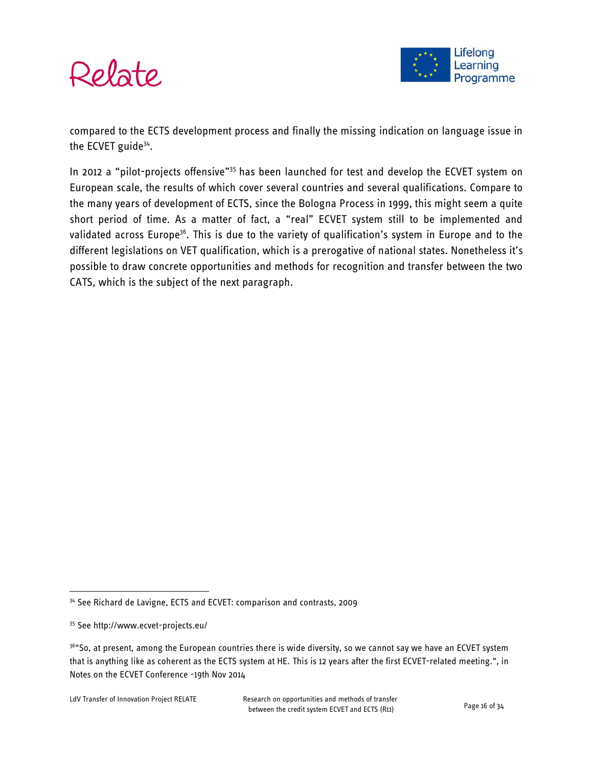compared to the ECTS development process and finally the missing indication on language issue in the ECVET guide[34].

In 2012 a "pilot-projects offensive"[35] has been launched for test and develop the ECVET system on European scale, the results of which cover several countries and several qualifications. Compare to the many years of development of ECTS, since the Bologna Process in 1999, this might seem a quite short period of time. As a matter of fact, a "real" ECVET system still to be implemented and validated across Europe[36]. This is due to the variety of qualification's system in Europe and to the different legislations on VET qualification, which is a prerogative of national states. Nonetheless it's possible to draw concrete opportunities and methods for recognition and transfer between the two CATS, which is the subject of the next paragraph.

---

[34] See Richard de Lavigne, ECTS and ECVET: comparison and contrasts, 2009

[35] See http://www.ecvet-projects.eu/

[36] "So, at present, among the European countries there is wide diversity, so we cannot say we have an ECVET system that is anything like as coherent as the ECTS system at HE. This is 12 years after the first ECVET-related meeting.", in Notes on the ECVET Conference -19th Nov 2014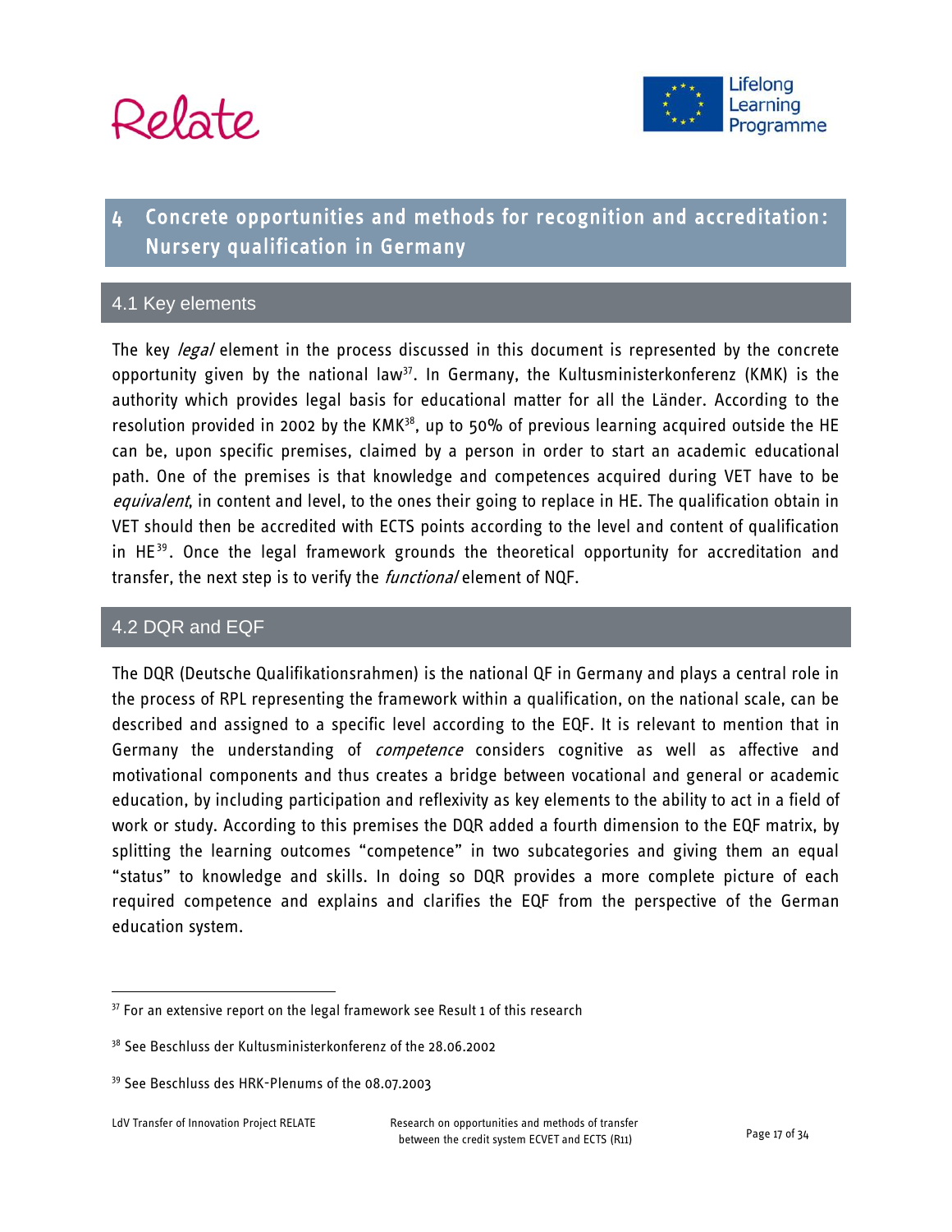# 4 Concrete opportunities and methods for recognition and accreditation: Nursery qualification in Germany

## 4.1 Key elements

The key *legal* element in the process discussed in this document is represented by the concrete opportunity given by the national law[37]. In Germany, the Kultusministerkonferenz (KMK) is the authority which provides legal basis for educational matter for all the Länder. According to the resolution provided in 2002 by the KMK[38], up to 50% of previous learning acquired outside the HE can be, upon specific premises, claimed by a person in order to start an academic educational path. One of the premises is that knowledge and competences acquired during VET have to be *equivalent*, in content and level, to the ones their going to replace in HE. The qualification obtain in VET should then be accredited with ECTS points according to the level and content of qualification in HE[39]. Once the legal framework grounds the theoretical opportunity for accreditation and transfer, the next step is to verify the *functional* element of NQF.

## 4.2 DQR and EQF

The DQR (Deutsche Qualifikationsrahmen) is the national QF in Germany and plays a central role in the process of RPL representing the framework within a qualification, on the national scale, can be described and assigned to a specific level according to the EQF. It is relevant to mention that in Germany the understanding of *competence* considers cognitive as well as affective and motivational components and thus creates a bridge between vocational and general or academic education, by including participation and reflexivity as key elements to the ability to act in a field of work or study. According to this premises the DQR added a fourth dimension to the EQF matrix, by splitting the learning outcomes "competence" in two subcategories and giving them an equal "status" to knowledge and skills. In doing so DQR provides a more complete picture of each required competence and explains and clarifies the EQF from the perspective of the German education system.

---

[37] For an extensive report on the legal framework see Result 1 of this research

[38] See Beschluss der Kultusministerkonferenz of the 28.06.2002

[39] See Beschluss des HRK-Plenums of the 08.07.2003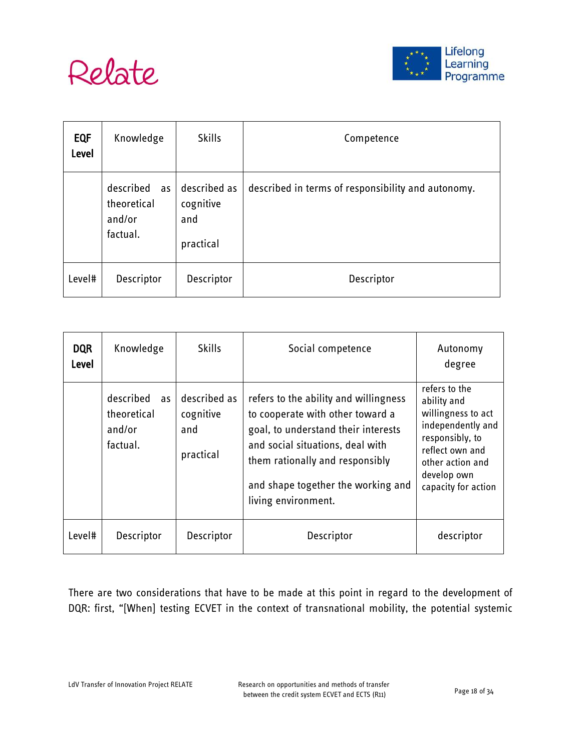| **EQF Level** | Knowledge | Skills | Competence |
|---|---|---|---|
| | described as theoretical and/or factual. | described as cognitive and practical | described in terms of responsibility and autonomy. |
| Level# | Descriptor | Descriptor | Descriptor |

| **DQR Level** | Knowledge | Skills | Social competence | Autonomy degree |
|---|---|---|---|---|
| | described as theoretical and/or factual. | described as cognitive and practical | refers to the ability and willingness to cooperate with other toward a goal, to understand their interests and social situations, deal with them rationally and responsibly and shape together the working and living environment. | refers to the ability and willingness to act independently and responsibly, to reflect own and other action and develop own capacity for action |
| Level# | Descriptor | Descriptor | Descriptor | descriptor |

There are two considerations that have to be made at this point in regard to the development of DQR: first, "[When] testing ECVET in the context of transnational mobility, the potential systemic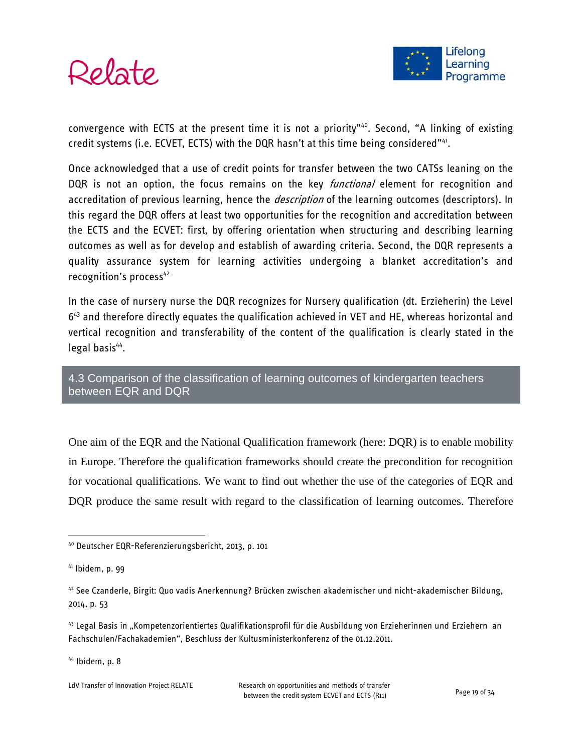convergence with ECTS at the present time it is not a priority"[40]. Second, "A linking of existing credit systems (i.e. ECVET, ECTS) with the DQR hasn't at this time being considered"[41].

Once acknowledged that a use of credit points for transfer between the two CATSs leaning on the DQR is not an option, the focus remains on the key *functional* element for recognition and accreditation of previous learning, hence the *description* of the learning outcomes (descriptors). In this regard the DQR offers at least two opportunities for the recognition and accreditation between the ECTS and the ECVET: first, by offering orientation when structuring and describing learning outcomes as well as for develop and establish of awarding criteria. Second, the DQR represents a quality assurance system for learning activities undergoing a blanket accreditation's and recognition's process[42]

In the case of nursery nurse the DQR recognizes for Nursery qualification (dt. Erzieherin) the Level 6[43] and therefore directly equates the qualification achieved in VET and HE, whereas horizontal and vertical recognition and transferability of the content of the qualification is clearly stated in the legal basis[44].

## 4.3 Comparison of the classification of learning outcomes of kindergarten teachers between EQR and DQR

One aim of the EQR and the National Qualification framework (here: DQR) is to enable mobility in Europe. Therefore the qualification frameworks should create the precondition for recognition for vocational qualifications. We want to find out whether the use of the categories of EQR and DQR produce the same result with regard to the classification of learning outcomes. Therefore

---

[40] Deutscher EQR-Referenzierungsbericht, 2013, p. 101

[41] Ibidem, p. 99

[42] See Czanderle, Birgit: Quo vadis Anerkennung? Brücken zwischen akademischer und nicht-akademischer Bildung, 2014, p. 53

[43] Legal Basis in „Kompetenzorientiertes Qualifikationsprofil für die Ausbildung von Erzieherinnen und Erziehern an Fachschulen/Fachakademien", Beschluss der Kultusministerkonferenz of the 01.12.2011.

[44] Ibidem, p. 8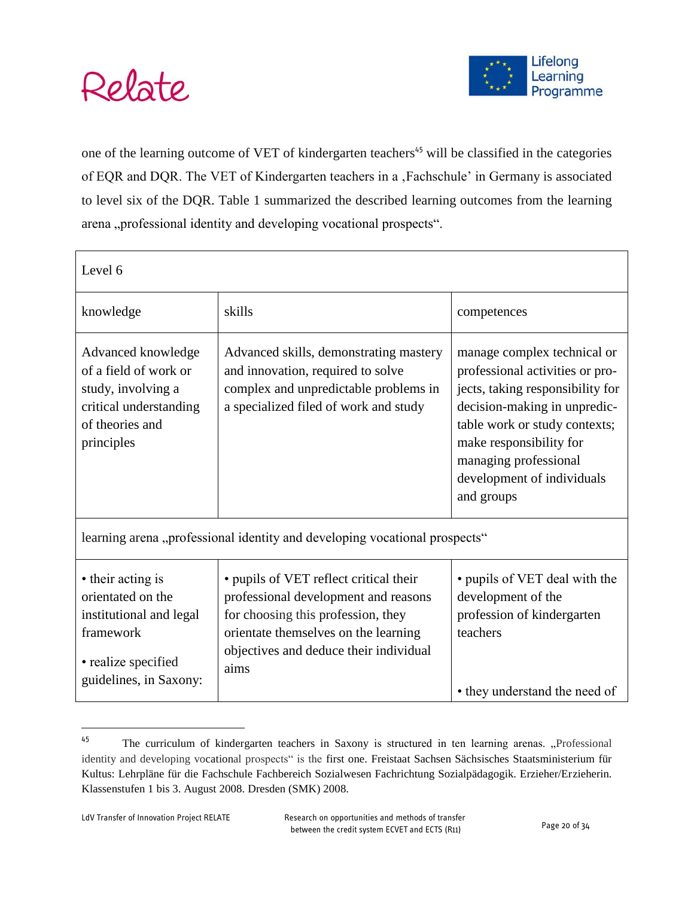one of the learning outcome of VET of kindergarten teachers[45] will be classified in the categories of EQR and DQR. The VET of Kindergarten teachers in a ‚Fachschule' in Germany is associated to level six of the DQR. Table 1 summarized the described learning outcomes from the learning arena „professional identity and developing vocational prospects".

| Level 6 | | |
|---|---|---|
| knowledge | skills | competences |
| Advanced knowledge of a field of work or study, involving a critical understanding of theories and principles | Advanced skills, demonstrating mastery and innovation, required to solve complex and unpredictable problems in a specialized filed of work and study | manage complex technical or professional activities or projects, taking responsibility for decision-making in unpredictable work or study contexts; make responsibility for managing professional development of individuals and groups |
| learning arena „professional identity and developing vocational prospects" | | |
| • their acting is orientated on the institutional and legal framework<br>• realize specified guidelines, in Saxony: | • pupils of VET reflect critical their professional development and reasons for choosing this profession, they orientate themselves on the learning objectives and deduce their individual aims | • pupils of VET deal with the development of the profession of kindergarten teachers<br>• they understand the need of |

[45] The curriculum of kindergarten teachers in Saxony is structured in ten learning arenas. „Professional identity and developing vocational prospects" is the first one. Freistaat Sachsen Sächsisches Staatsministerium für Kultus: Lehrpläne für die Fachschule Fachbereich Sozialwesen Fachrichtung Sozialpädagogik. Erzieher/Erzieherin. Klassenstufen 1 bis 3. August 2008. Dresden (SMK) 2008.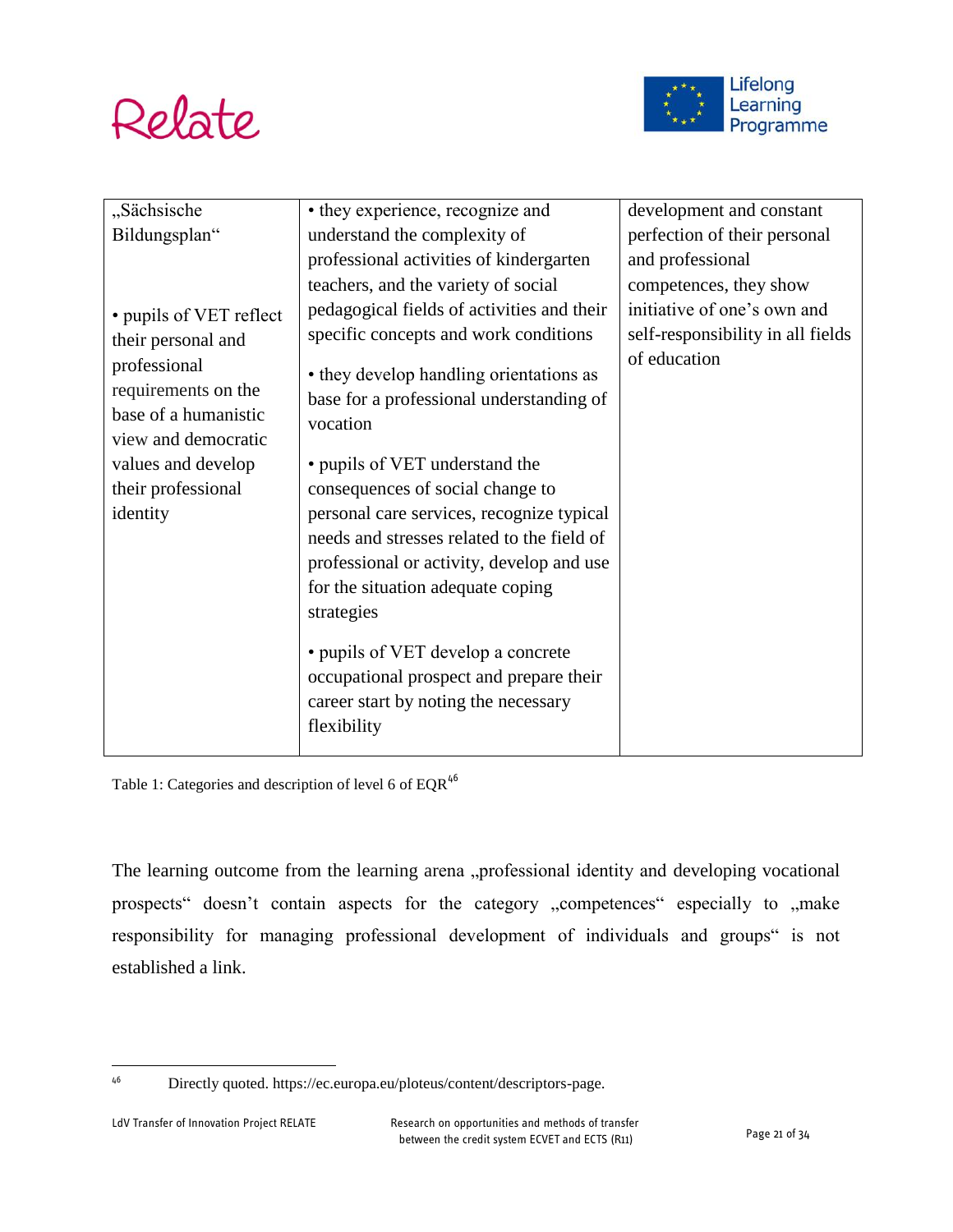| | | |
|---|---|---|
| „Sächsische Bildungsplan“<br><br>• pupils of VET reflect their personal and professional requirements on the base of a humanistic view and democratic values and develop their professional identity | • they experience, recognize and understand the complexity of professional activities of kindergarten teachers, and the variety of social pedagogical fields of activities and their specific concepts and work conditions<br><br>• they develop handling orientations as base for a professional understanding of vocation<br><br>• pupils of VET understand the consequences of social change to personal care services, recognize typical needs and stresses related to the field of professional or activity, develop and use for the situation adequate coping strategies<br><br>• pupils of VET develop a concrete occupational prospect and prepare their career start by noting the necessary flexibility | development and constant perfection of their personal and professional competences, they show initiative of one's own and self-responsibility in all fields of education |

Table 1: Categories and description of level 6 of EQR[46]

The learning outcome from the learning arena „professional identity and developing vocational prospects“ doesn't contain aspects for the category „competences“ especially to „make responsibility for managing professional development of individuals and groups“ is not established a link.

[46] Directly quoted. https://ec.europa.eu/ploteus/content/descriptors-page.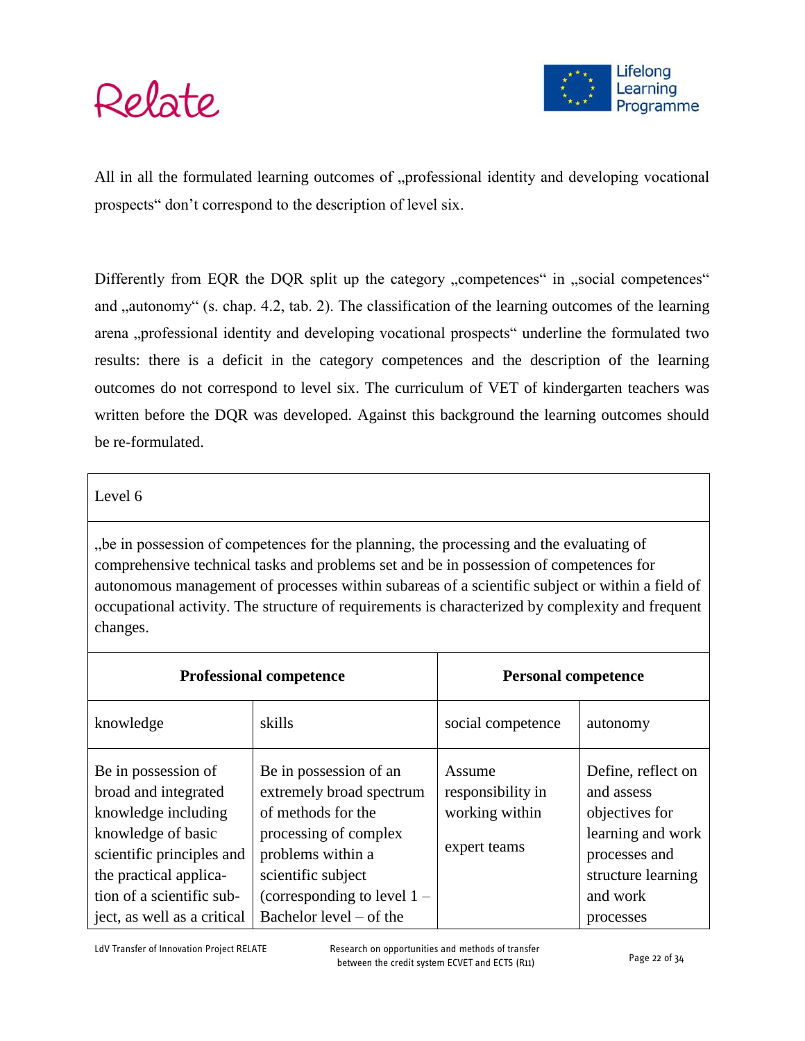All in all the formulated learning outcomes of „professional identity and developing vocational prospects“ don’t correspond to the description of level six.

Differently from EQR the DQR split up the category „competences“ in „social competences“ and „autonomy“ (s. chap. 4.2, tab. 2). The classification of the learning outcomes of the learning arena „professional identity and developing vocational prospects“ underline the formulated two results: there is a deficit in the category competences and the description of the learning outcomes do not correspond to level six. The curriculum of VET of kindergarten teachers was written before the DQR was developed. Against this background the learning outcomes should be re-formulated.

| Level 6 | | | |
|---|---|---|---|
| „be in possession of competences for the planning, the processing and the evaluating of comprehensive technical tasks and problems set and be in possession of competences for autonomous management of processes within subareas of a scientific subject or within a field of occupational activity. The structure of requirements is characterized by complexity and frequent changes. | | | |
| **Professional competence** | | **Personal competence** | |
| knowledge | skills | social competence | autonomy |
| Be in possession of broad and integrated knowledge including knowledge of basic scientific principles and the practical application of a scientific subject, as well as a critical | Be in possession of an extremely broad spectrum of methods for the processing of complex problems within a scientific subject (corresponding to level 1 – Bachelor level – of the | Assume responsibility in working within expert teams | Define, reflect on and assess objectives for learning and work processes and structure learning and work processes |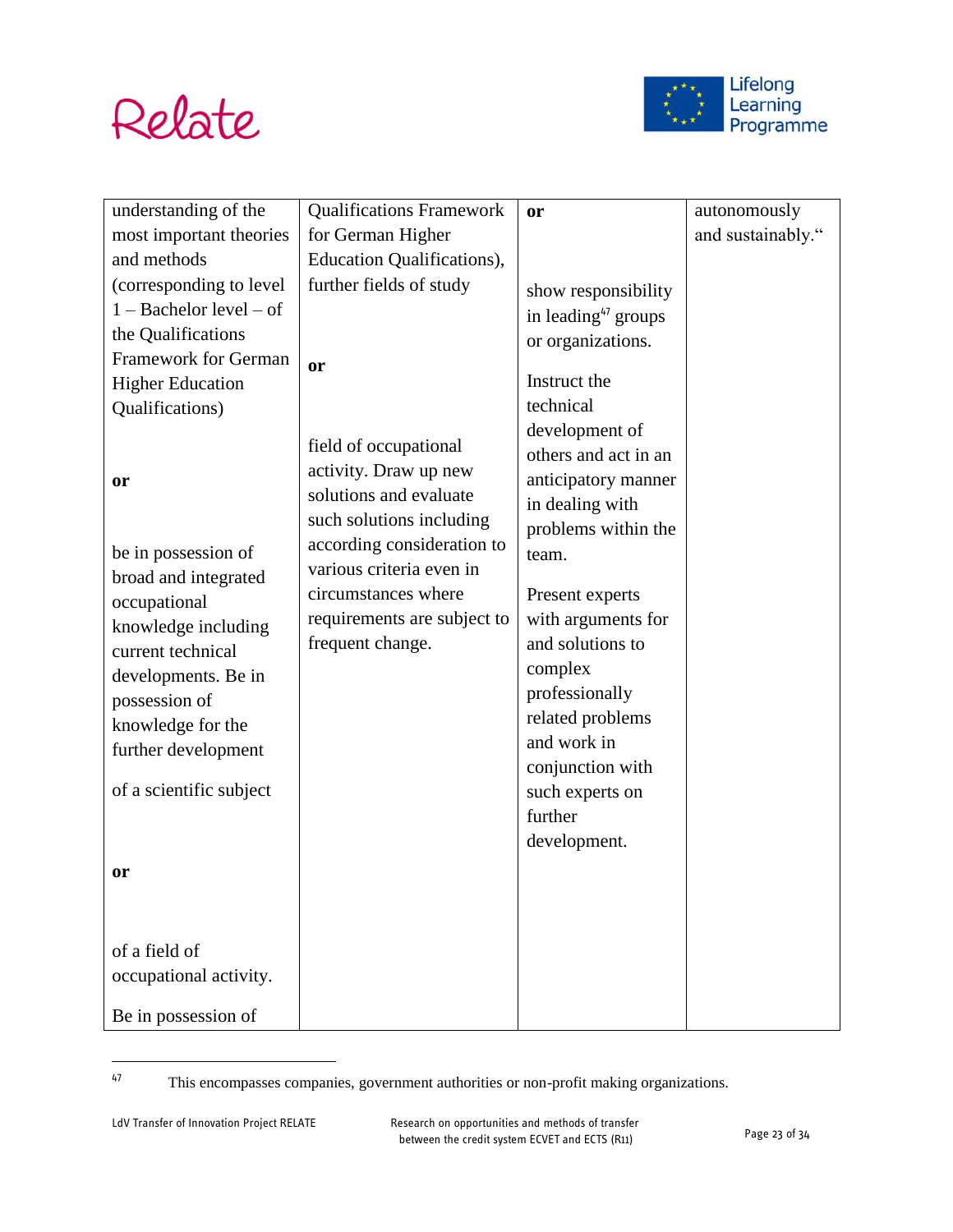| | | | |
|---|---|---|---|
| understanding of the most important theories and methods (corresponding to level 1 – Bachelor level – of the Qualifications Framework for German Higher Education Qualifications)<br><br>**or**<br><br>be in possession of broad and integrated occupational knowledge including current technical developments. Be in possession of knowledge for the further development<br><br>of a scientific subject<br><br>**or**<br><br>of a field of occupational activity.<br><br>Be in possession of | Qualifications Framework for German Higher Education Qualifications), further fields of study<br><br>**or**<br><br>field of occupational activity. Draw up new solutions and evaluate such solutions including according consideration to various criteria even in circumstances where requirements are subject to frequent change. | **or**<br><br>show responsibility in leading[47] groups or organizations.<br><br>Instruct the technical development of others and act in an anticipatory manner in dealing with problems within the team.<br><br>Present experts with arguments for and solutions to complex professionally related problems and work in conjunction with such experts on further development. | autonomously and sustainably.“ |

[47] This encompasses companies, government authorities or non-profit making organizations.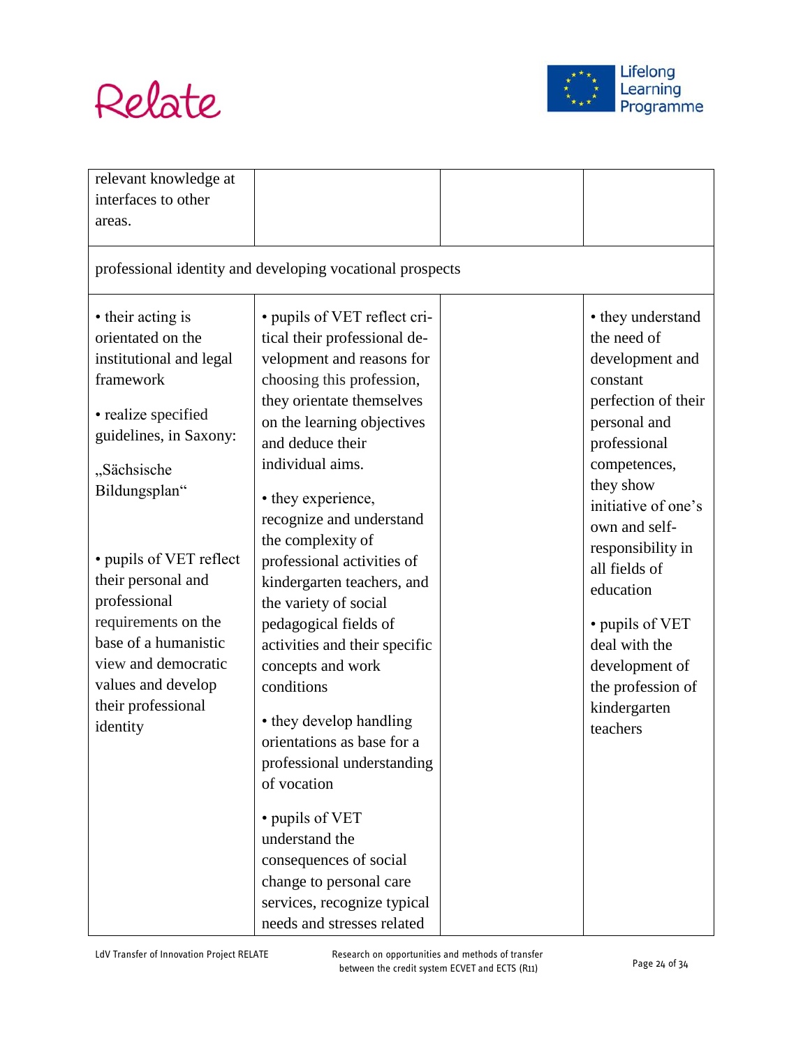| relevant knowledge at interfaces to other areas. | | | |
|---|---|---|---|
| professional identity and developing vocational prospects | | | |
| • their acting is orientated on the institutional and legal framework<br><br>• realize specified guidelines, in Saxony: „Sächsische Bildungsplan“<br><br>• pupils of VET reflect their personal and professional requirements on the base of a humanistic view and democratic values and develop their professional identity | • pupils of VET reflect critical their professional development and reasons for choosing this profession, they orientate themselves on the learning objectives and deduce their individual aims.<br><br>• they experience, recognize and understand the complexity of professional activities of kindergarten teachers, and the variety of social pedagogical fields of activities and their specific concepts and work conditions<br><br>• they develop handling orientations as base for a professional understanding of vocation<br><br>• pupils of VET understand the consequences of social change to personal care services, recognize typical needs and stresses related | | • they understand the need of development and constant perfection of their personal and professional competences, they show initiative of one's own and self-responsibility in all fields of education<br><br>• pupils of VET deal with the development of the profession of kindergarten teachers |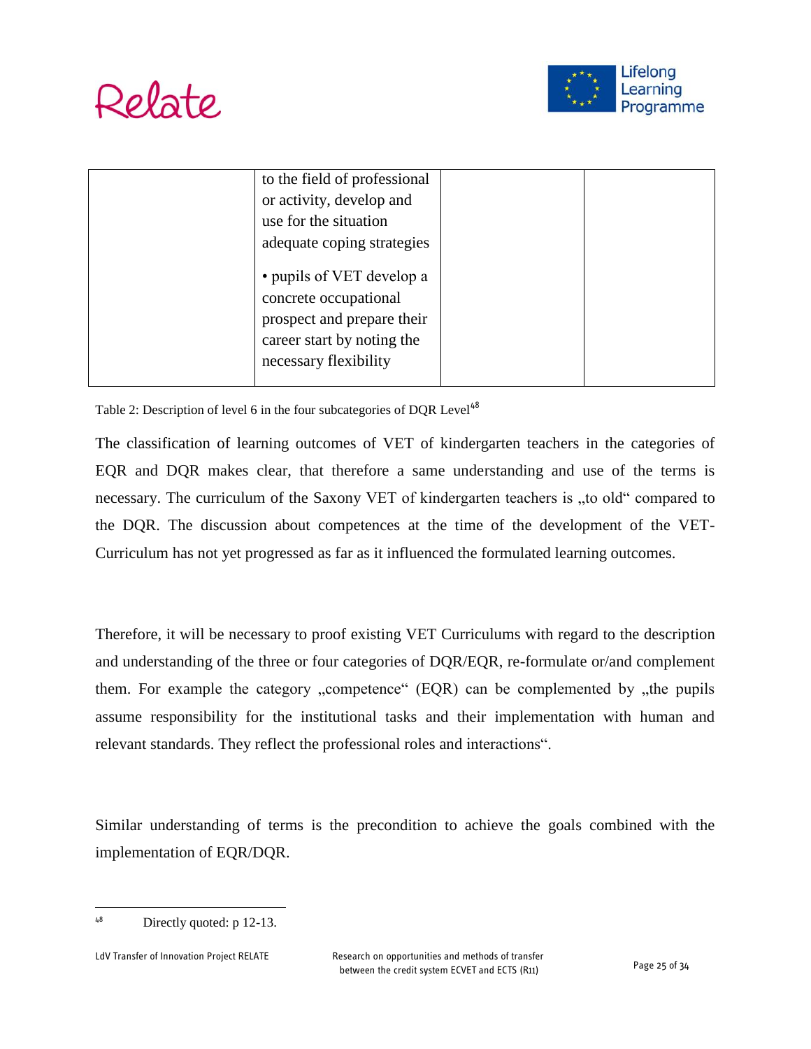| | | | |
|---|---|---|---|
| | to the field of professional or activity, develop and use for the situation adequate coping strategies<br><br>• pupils of VET develop a concrete occupational prospect and prepare their career start by noting the necessary flexibility | | |

Table 2: Description of level 6 in the four subcategories of DQR Level[48]

The classification of learning outcomes of VET of kindergarten teachers in the categories of EQR and DQR makes clear, that therefore a same understanding and use of the terms is necessary. The curriculum of the Saxony VET of kindergarten teachers is „to old" compared to the DQR. The discussion about competences at the time of the development of the VET-Curriculum has not yet progressed as far as it influenced the formulated learning outcomes.

Therefore, it will be necessary to proof existing VET Curriculums with regard to the description and understanding of the three or four categories of DQR/EQR, re-formulate or/and complement them. For example the category „competence" (EQR) can be complemented by „the pupils assume responsibility for the institutional tasks and their implementation with human and relevant standards. They reflect the professional roles and interactions".

Similar understanding of terms is the precondition to achieve the goals combined with the implementation of EQR/DQR.

---

[48] Directly quoted: p 12-13.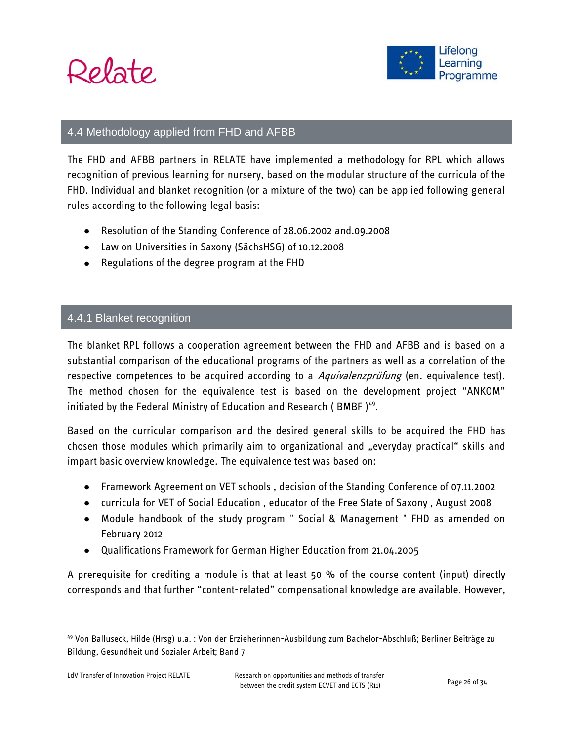## 4.4 Methodology applied from FHD and AFBB

The FHD and AFBB partners in RELATE have implemented a methodology for RPL which allows recognition of previous learning for nursery, based on the modular structure of the curricula of the FHD. Individual and blanket recognition (or a mixture of the two) can be applied following general rules according to the following legal basis:

- Resolution of the Standing Conference of 28.06.2002 and.09.2008
- Law on Universities in Saxony (SächsHSG) of 10.12.2008
- Regulations of the degree program at the FHD

### 4.4.1 Blanket recognition

The blanket RPL follows a cooperation agreement between the FHD and AFBB and is based on a substantial comparison of the educational programs of the partners as well as a correlation of the respective competences to be acquired according to a *Äquivalenzprüfung* (en. equivalence test). The method chosen for the equivalence test is based on the development project "ANKOM" initiated by the Federal Ministry of Education and Research ( BMBF )[49].

Based on the curricular comparison and the desired general skills to be acquired the FHD has chosen those modules which primarily aim to organizational and „everyday practical" skills and impart basic overview knowledge. The equivalence test was based on:

- Framework Agreement on VET schools , decision of the Standing Conference of 07.11.2002
- curricula for VET of Social Education , educator of the Free State of Saxony , August 2008
- Module handbook of the study program " Social & Management " FHD as amended on February 2012
- Qualifications Framework for German Higher Education from 21.04.2005

A prerequisite for crediting a module is that at least 50 % of the course content (input) directly corresponds and that further "content-related" compensational knowledge are available. However,

[49] Von Balluseck, Hilde (Hrsg) u.a. : Von der Erzieherinnen-Ausbildung zum Bachelor-Abschluß; Berliner Beiträge zu Bildung, Gesundheit und Sozialer Arbeit; Band 7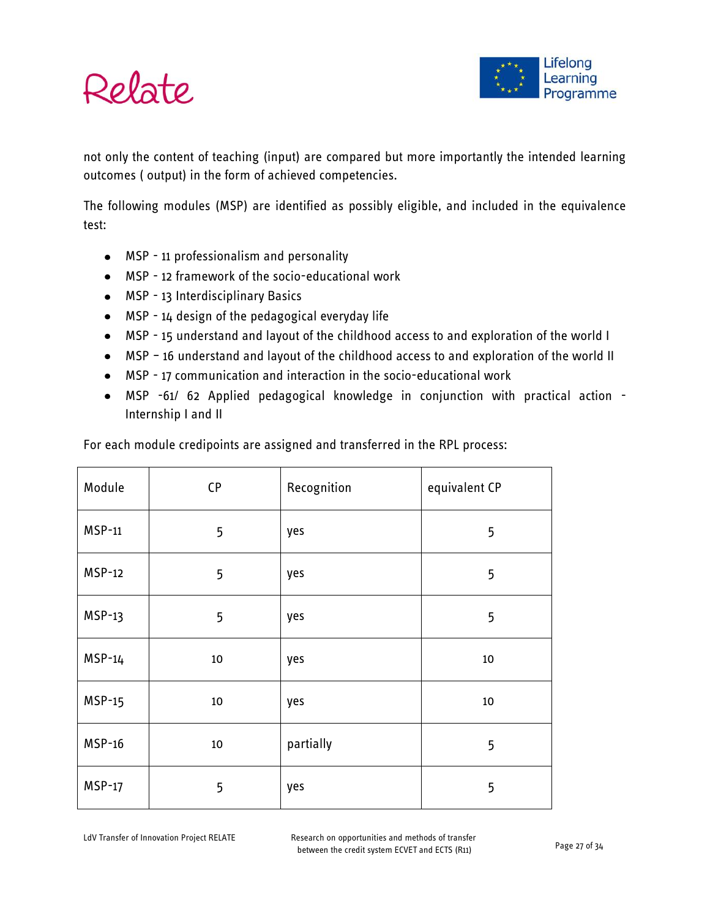not only the content of teaching (input) are compared but more importantly the intended learning outcomes ( output) in the form of achieved competencies.

The following modules (MSP) are identified as possibly eligible, and included in the equivalence test:

- MSP - 11 professionalism and personality
- MSP - 12 framework of the socio-educational work
- MSP - 13 Interdisciplinary Basics
- MSP - 14 design of the pedagogical everyday life
- MSP - 15 understand and layout of the childhood access to and exploration of the world I
- MSP – 16 understand and layout of the childhood access to and exploration of the world II
- MSP - 17 communication and interaction in the socio-educational work
- MSP -61/ 62 Applied pedagogical knowledge in conjunction with practical action - Internship I and II

For each module credipoints are assigned and transferred in the RPL process:

| Module | CP | Recognition | equivalent CP |
|---|---|---|---|
| MSP-11 | 5 | yes | 5 |
| MSP-12 | 5 | yes | 5 |
| MSP-13 | 5 | yes | 5 |
| MSP-14 | 10 | yes | 10 |
| MSP-15 | 10 | yes | 10 |
| MSP-16 | 10 | partially | 5 |
| MSP-17 | 5 | yes | 5 |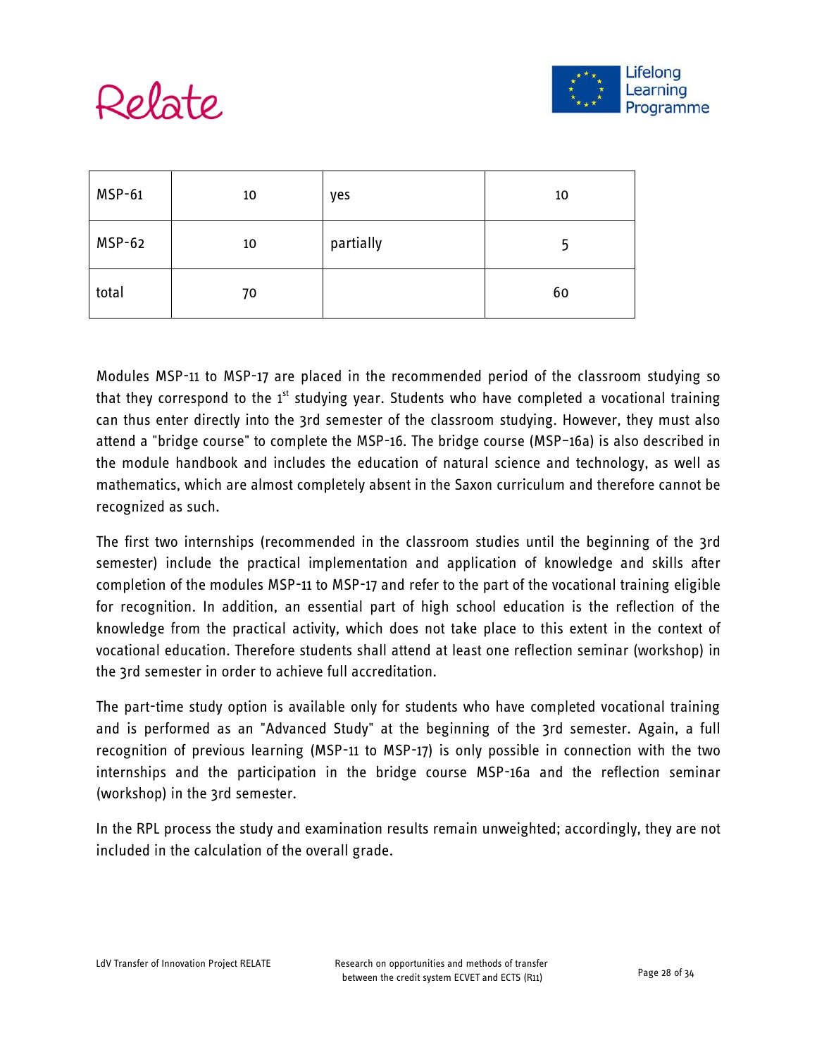| MSP-61 | 10 | yes | 10 |
|---|---|---|---|
| MSP-62 | 10 | partially | 5 |
| total | 70 | | 60 |

Modules MSP-11 to MSP-17 are placed in the recommended period of the classroom studying so that they correspond to the 1[st] studying year. Students who have completed a vocational training can thus enter directly into the 3rd semester of the classroom studying. However, they must also attend a "bridge course" to complete the MSP-16. The bridge course (MSP-16a) is also described in the module handbook and includes the education of natural science and technology, as well as mathematics, which are almost completely absent in the Saxon curriculum and therefore cannot be recognized as such.

The first two internships (recommended in the classroom studies until the beginning of the 3rd semester) include the practical implementation and application of knowledge and skills after completion of the modules MSP-11 to MSP-17 and refer to the part of the vocational training eligible for recognition. In addition, an essential part of high school education is the reflection of the knowledge from the practical activity, which does not take place to this extent in the context of vocational education. Therefore students shall attend at least one reflection seminar (workshop) in the 3rd semester in order to achieve full accreditation.

The part-time study option is available only for students who have completed vocational training and is performed as an "Advanced Study" at the beginning of the 3rd semester. Again, a full recognition of previous learning (MSP-11 to MSP-17) is only possible in connection with the two internships and the participation in the bridge course MSP-16a and the reflection seminar (workshop) in the 3rd semester.

In the RPL process the study and examination results remain unweighted; accordingly, they are not included in the calculation of the overall grade.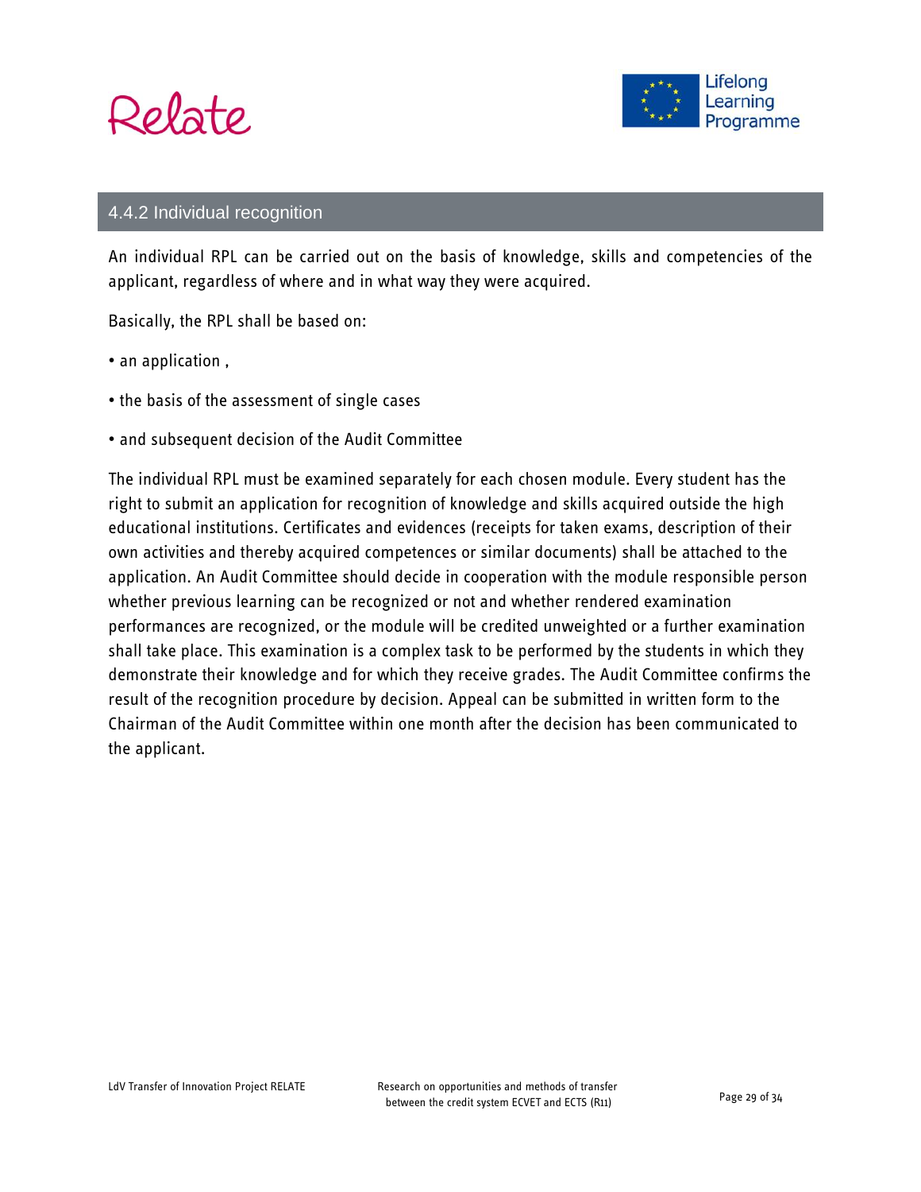### 4.4.2 Individual recognition

An individual RPL can be carried out on the basis of knowledge, skills and competencies of the applicant, regardless of where and in what way they were acquired.

Basically, the RPL shall be based on:

- an application ,
- the basis of the assessment of single cases
- and subsequent decision of the Audit Committee

The individual RPL must be examined separately for each chosen module. Every student has the right to submit an application for recognition of knowledge and skills acquired outside the high educational institutions. Certificates and evidences (receipts for taken exams, description of their own activities and thereby acquired competences or similar documents) shall be attached to the application. An Audit Committee should decide in cooperation with the module responsible person whether previous learning can be recognized or not and whether rendered examination performances are recognized, or the module will be credited unweighted or a further examination shall take place. This examination is a complex task to be performed by the students in which they demonstrate their knowledge and for which they receive grades. The Audit Committee confirms the result of the recognition procedure by decision. Appeal can be submitted in written form to the Chairman of the Audit Committee within one month after the decision has been communicated to the applicant.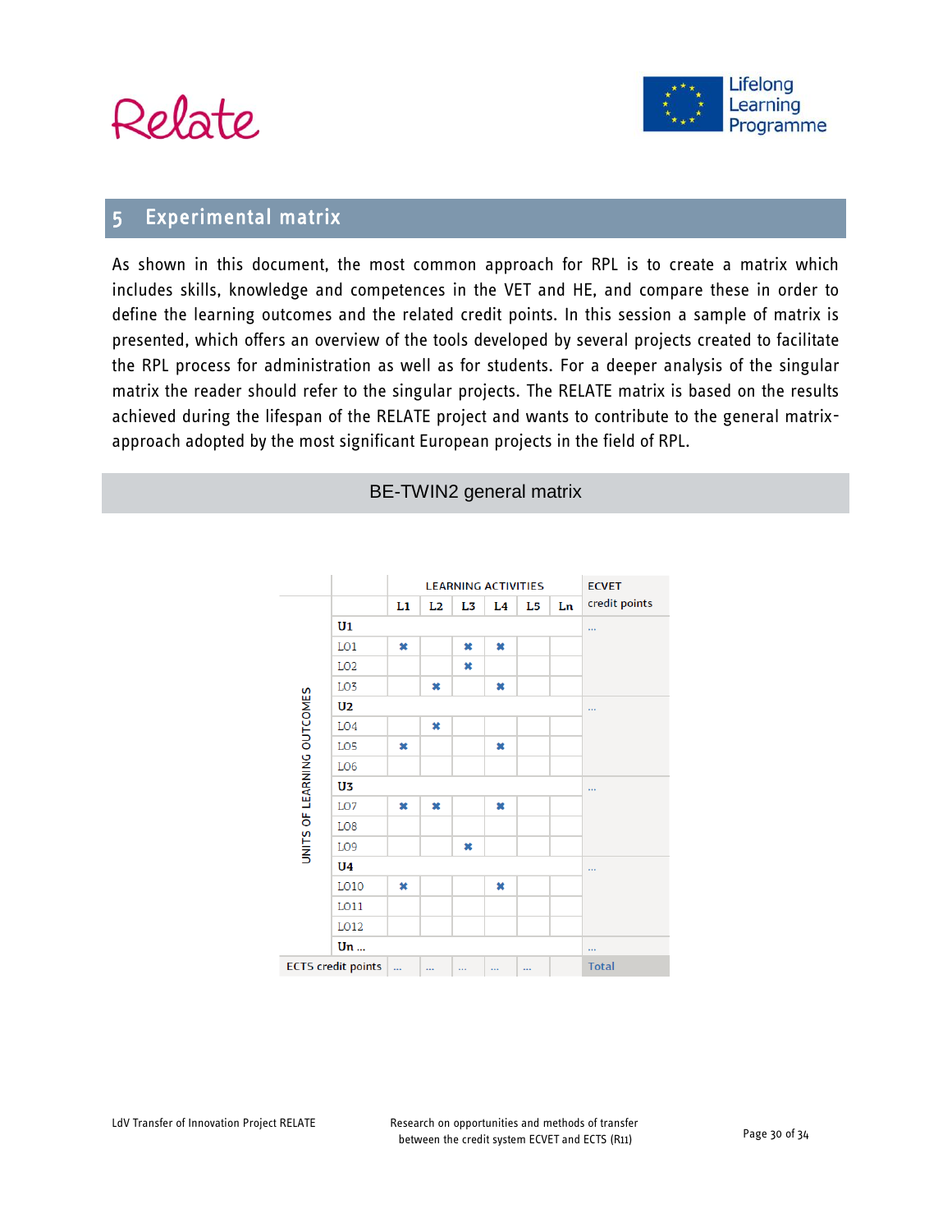# 5 Experimental matrix

As shown in this document, the most common approach for RPL is to create a matrix which includes skills, knowledge and competences in the VET and HE, and compare these in order to define the learning outcomes and the related credit points. In this session a sample of matrix is presented, which offers an overview of the tools developed by several projects created to facilitate the RPL process for administration as well as for students. For a deeper analysis of the singular matrix the reader should refer to the singular projects. The RELATE matrix is based on the results achieved during the lifespan of the RELATE project and wants to contribute to the general matrix-approach adopted by the most significant European projects in the field of RPL.

## BE-TWIN2 general matrix

| UNITS OF LEARNING OUTCOMES | | LEARNING ACTIVITIES | | | | | | ECVET |
|---|---|---|---|---|---|---|---|---|
| | | L1 | L2 | L3 | L4 | L5 | Ln | credit points |
| | U1 | | | | | | | ... |
| | LO1 | ✖ | | ✖ | ✖ | | | |
| | LO2 | | | ✖ | | | | |
| | LO3 | | ✖ | | ✖ | | | |
| | U2 | | | | | | | ... |
| | LO4 | | ✖ | | | | | |
| | LO5 | ✖ | | | ✖ | | | |
| | LO6 | | | | | | | |
| | U3 | | | | | | | ... |
| | LO7 | ✖ | ✖ | | ✖ | | | |
| | LO8 | | | | | | | |
| | LO9 | | | ✖ | | | | |
| | U4 | | | | | | | ... |
| | LO10 | ✖ | | | ✖ | | | |
| | LO11 | | | | | | | |
| | LO12 | | | | | | | |
| | Un ... | | | | | | | ... |
| ECTS credit points | | ... | ... | ... | ... | ... | | Total |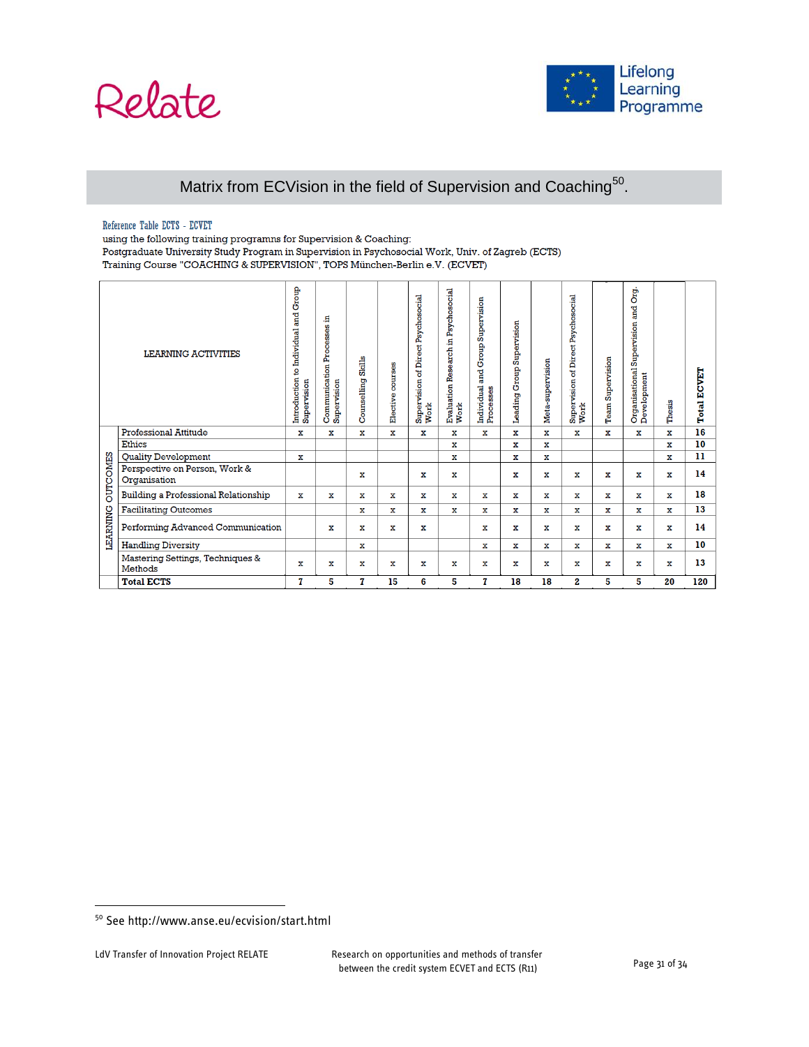## Matrix from ECVision in the field of Supervision and Coaching[50].

Reference Table ECTS - ECVET

using the following training programns for Supervision & Coaching:
Postgraduate University Study Program in Supervision in Psychosocial Work, Univ. of Zagreb (ECTS)
Training Course "COACHING & SUPERVISION", TOPS München-Berlin e.V. (ECVET)

| | LEARNING ACTIVITIES | Introduction to Individual and Group Supervision | Communication Processes in Supervision | Counselling Skills | Elective courses | Supervision of Direct Psychosocial Work | Evaluation Research in Psychosocial Work | Individual and Group Supervision Processes | Leading Group Supervision | Meta-supervision | Supervision of Direct Psychosocial Work | Team Supervision | Organisational Supervision and Org. Development | Thesis | Total ECVET |
|---|---|---|---|---|---|---|---|---|---|---|---|---|---|---|---|
| LEARNING OUTCOMES | Professional Attitude | x | x | x | x | x | x | x | x | x | x | x | x | x | 16 |
| | Ethics | | | | | | x | | x | x | | | | x | 10 |
| | Quality Development | x | | | | | x | | x | x | | | | x | 11 |
| | Perspective on Person, Work & Organisation | | | x | | x | x | | x | x | x | x | x | x | 14 |
| | Building a Professional Relationship | x | x | x | x | x | x | x | x | x | x | x | x | x | 18 |
| | Facilitating Outcomes | | | x | x | x | x | x | x | x | x | x | x | x | 13 |
| | Performing Advanced Communication | | x | x | x | x | | x | x | x | x | x | x | x | 14 |
| | Handling Diversity | | | x | | | | x | x | x | x | x | x | x | 10 |
| | Mastering Settings, Techniques & Methods | x | x | x | x | x | x | x | x | x | x | x | x | x | 13 |
| | **Total ECTS** | **7** | **5** | **7** | **15** | **6** | **5** | **7** | **18** | **18** | **2** | **5** | **5** | **20** | **120** |

[50] See http://www.anse.eu/ecvision/start.html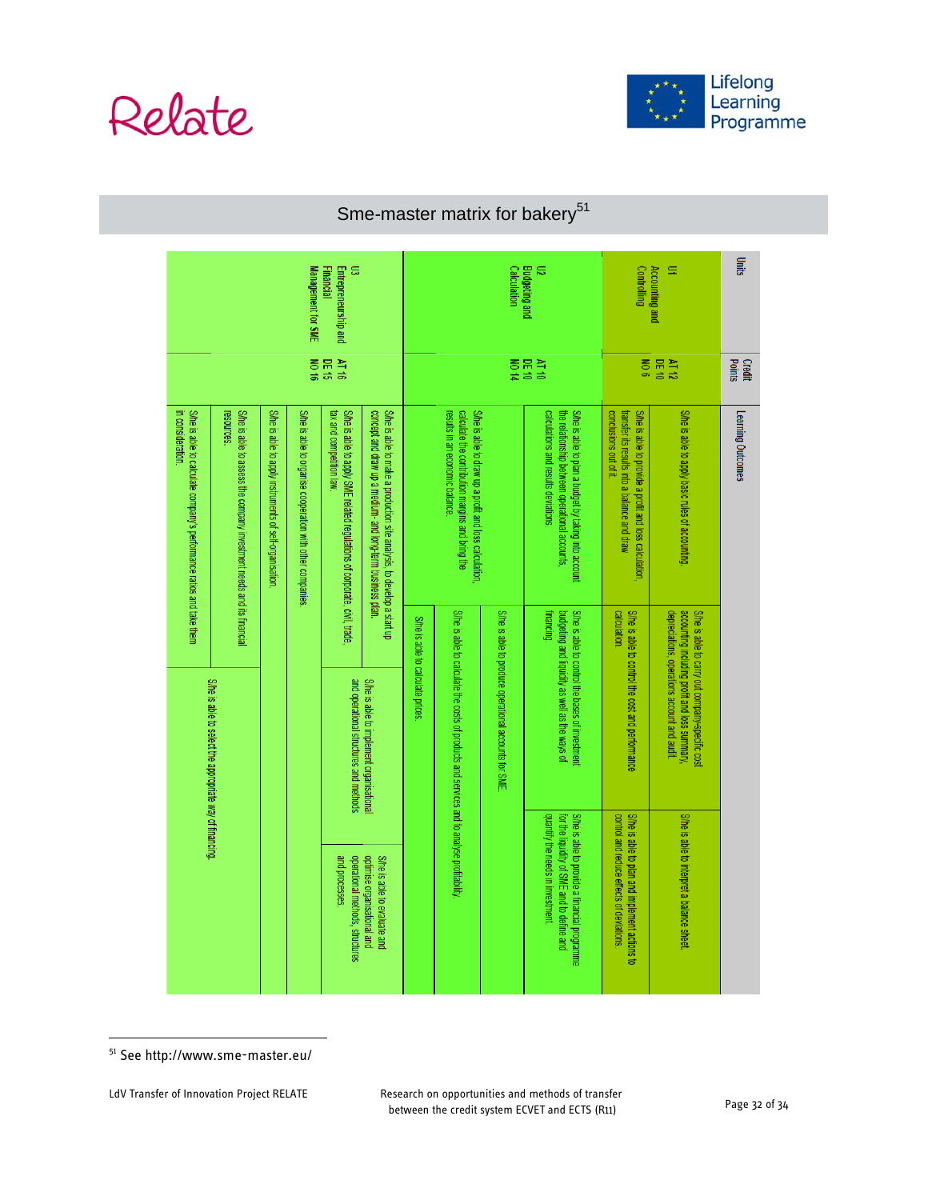## Sme-master matrix for bakery[51]

| Units | Credit Points | Learning Outcomes | | |
|---|---|---|---|---|
| U1 Accounting and Controlling | AT 12 DE 10 NO 6 | S/he is able to apply basic rules of accounting. | S/he is able to carry out company-specific cost accounting including profit and loss summary, depreciations, operations account and audit. | S/he is able to interpret a balance sheet. |
| | | S/he is able to provide a profit and loss calculation, transfer its results into a balance and draw conclusions out of it. | S/he is able to control the cost and performance calculation. | S/he is able to plan and implement actions to control and reduce effects of deviations. |
| U2 Budgeting and Calculation | AT 10 DE 10 NO 14 | S/he is able to plan a budget by taking into account the relationship between operational accounts, calculations and results deviations. | S/he is able to control the bases of investment budgeting and liquidity as well as the ways of financing. | S/he is able to provide a financial programme for the liquidity of SME and to define and quantify the needs in investment. |
| | | S/he is able to draw up a profit and loss calculation, calculate the contribution margins and bring the results in an economic balance. | S/he is able to produce operational accounts for SME. | |
| | | | S/he is able to calculate the costs of products and services and to analyse profitability. | |
| | | | S/he is able to calculate prices. | |
| U3 Entrepreneurship and Financial Management for SME | AT 16 DE 15 NO 16 | S/he is able to make a production site analysis, to develop a start up concept and draw up a medium- and long-term business plan. | S/he is able to implement organisational and operational structures and methods | S/he is able to evaluate and optimise organisational and operational methods, structures and processes. |
| | | S/he is able to apply SME related regulations of corporate, civil, trade, tax and competition law. | | |
| | | S/he is able to organise cooperation with other companies. | | |
| | | S/he is able to apply instruments of self-organisation. | | |
| | | S/he is able to assess the company investment needs and its financial resources. | S/he is able to select the appropriate way of financing. | |
| | | S/he is able to calculate company's performance ratios and take them in consideration. | | |

---

[51] See http://www.sme-master.eu/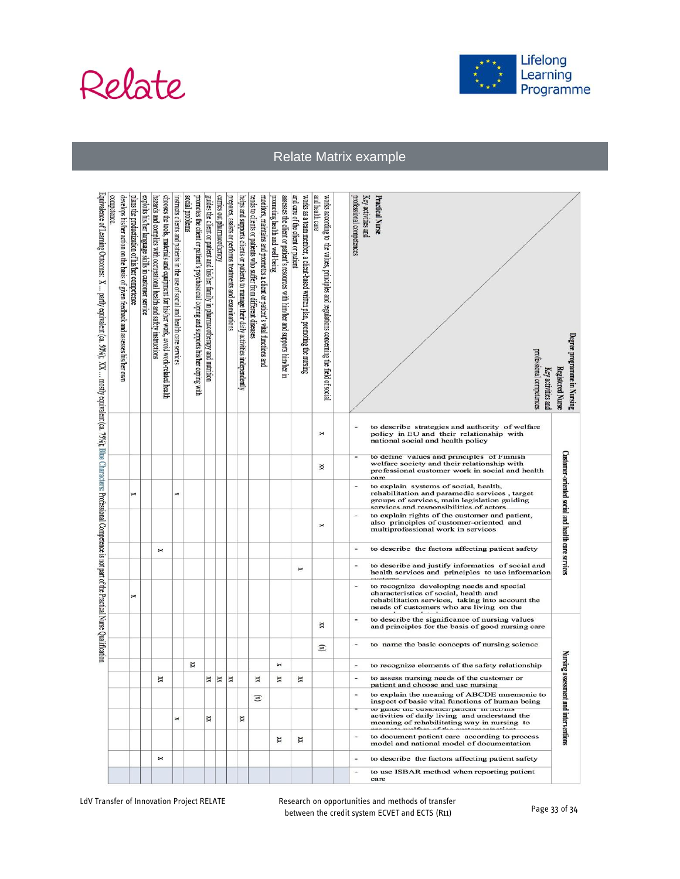# Relate Matrix example

| Degree programme in Nursing – Registered Nurse: Key activities and professional competences | | Practical Nurse: works according to the values, principles and regulations concerning the field of social and health care | works as a team member, a client-based written plan, promoting the nursing and care of the client or patient | assesses the client or patient's resources with him/her and supports him/her in promoting health and well-being | monitors, maintains and promotes a client or patient's vital functions and tends to clients or patients who suffer from different diseases | helps and supports clients or patients to manage their daily activities independently | prepares, assists or performs treatments and examinations | carries out pharmacotherapy | guides the client or patient and his/her family in pharmacotherapy and nutrition | promotes the client or patient's psychosocial coping and supports his/her coping with social problems | instructs clients and patients in the use of social and health care services | chooses the tools, materials and equipment for his/her work, avoid work-related health hazards and complies with occupational health and safety instructions | exploits his/her language skills in customer service | plans the productization of his/her competence | develops his/her action on the basis of given feedback and assesses his/her own competence |
|---|---|---|---|---|---|---|---|---|---|---|---|---|---|---|---|
| Customer-oriented social and health care services | - to describe strategies and authority of welfare policy in EU and their relationship with national social and health policy | x | | | | | | | | | | | | | |
| | - to define values and principles of Finnish welfare society and their relationship with professional customer work in social and health care | xx | | | | | | | | | | | | | |
| | - to explain systems of social, health, rehabilitation and paramedic services, target groups of services, main legislation guiding services and responsibilities of actors | | | | | | | | | | x | | | x | |
| | - to explain rights of the customer and patient, also principles of customer-oriented and multiprofessional work in services | x | | | | | | | | | | | | | |
| | - to describe the factors affecting patient safety | | | | | | | | | | | x | | | |
| | - to describe and justify informatics of social and health services and principles to use information systems | | x | | | | | | | | | | | | |
| | - to recognize developing needs and special characteristics of social, health and rehabilitation services, taking into account the needs of customers who are living on the ... | | | | | | | | | | | | | x | |
| Nursing assessment and interventions | - to describe the significance of nursing values and principles for the basis of good nursing care | xx | | | | | | | | | | | | | |
| | - to name the basic concepts of nursing science | (x) | | | | | | | | | | | | | |
| | - to recognize elements of the safety relationship | | | x | | | | | | xx | | | | | |
| | - to assess nursing needs of the customer or patient and choose and use nursing ... | | xx | xx | xx | | xx | xx | xx | | | xx | | | |
| | - to explain the meaning of ABCDE mnemonic to inspect of basic vital functions of human being | | | | (x) | | | | | | | | | | |
| | - to guide the customer/patient in her/his activities of daily living and understand the meaning of rehabilitating way in nursing to promote welfare of the customer/patient | | | | | xx | | | xx | | x | | | | |
| | - to document patient care according to process model and national model of documentation | | xx | xx | | | | | | | | | | | |
| | - to describe the factors affecting patient safety | | | | | | | | | | | x | | | |
| | - to use ISBAR method when reporting patient care | | | | | | | | | | | | | | |

Equivalence of Learning Outcomes: X … partly equivalent (ca. 50%); XX … mostly equivalent (ca. 75%); Blue Characters: Professional Competence is not part of the Practical Nurse Qualification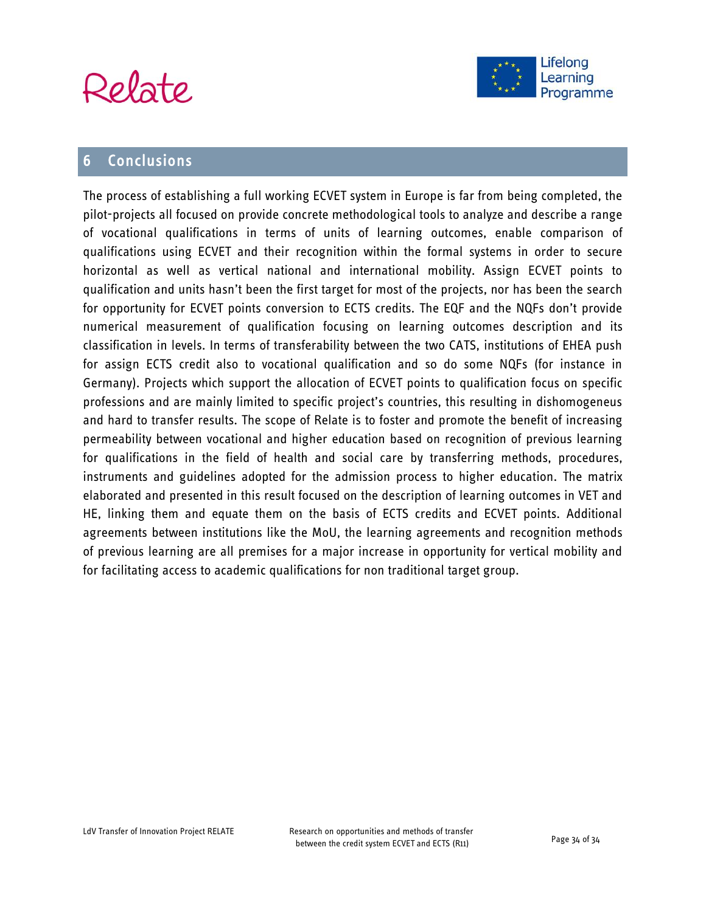## 6 Conclusions

The process of establishing a full working ECVET system in Europe is far from being completed, the pilot-projects all focused on provide concrete methodological tools to analyze and describe a range of vocational qualifications in terms of units of learning outcomes, enable comparison of qualifications using ECVET and their recognition within the formal systems in order to secure horizontal as well as vertical national and international mobility. Assign ECVET points to qualification and units hasn't been the first target for most of the projects, nor has been the search for opportunity for ECVET points conversion to ECTS credits. The EQF and the NQFs don't provide numerical measurement of qualification focusing on learning outcomes description and its classification in levels. In terms of transferability between the two CATS, institutions of EHEA push for assign ECTS credit also to vocational qualification and so do some NQFs (for instance in Germany). Projects which support the allocation of ECVET points to qualification focus on specific professions and are mainly limited to specific project's countries, this resulting in dishomogeneus and hard to transfer results. The scope of Relate is to foster and promote the benefit of increasing permeability between vocational and higher education based on recognition of previous learning for qualifications in the field of health and social care by transferring methods, procedures, instruments and guidelines adopted for the admission process to higher education. The matrix elaborated and presented in this result focused on the description of learning outcomes in VET and HE, linking them and equate them on the basis of ECTS credits and ECVET points. Additional agreements between institutions like the MoU, the learning agreements and recognition methods of previous learning are all premises for a major increase in opportunity for vertical mobility and for facilitating access to academic qualifications for non traditional target group.